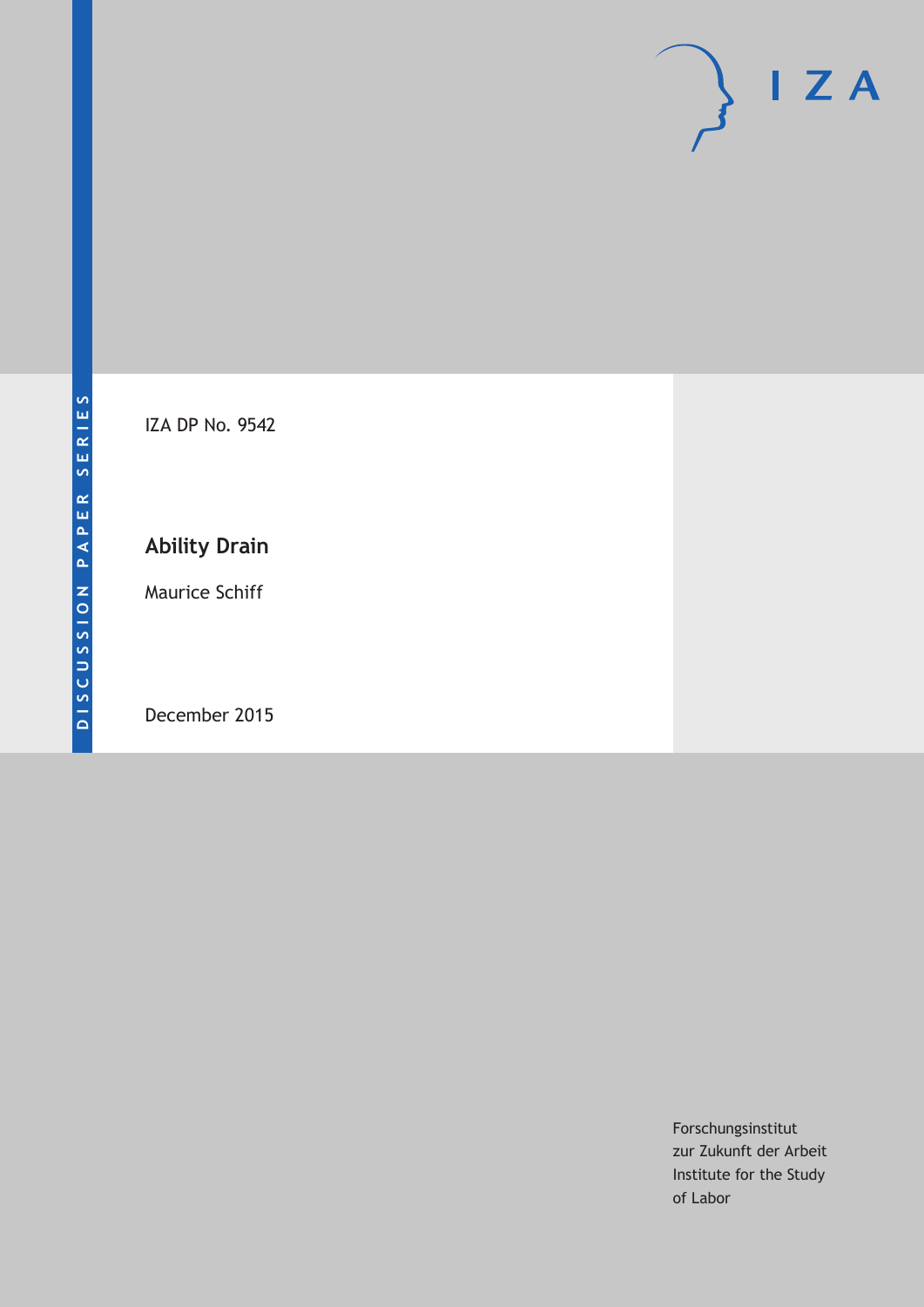DISCUSSION PAPER SERIES

IZA DP No. 9542

# Ability Drain

Maurice Schiff

December 2015

Forschungsinstitut
zur Zukunft der Arbeit
Institute for the Study
of Labor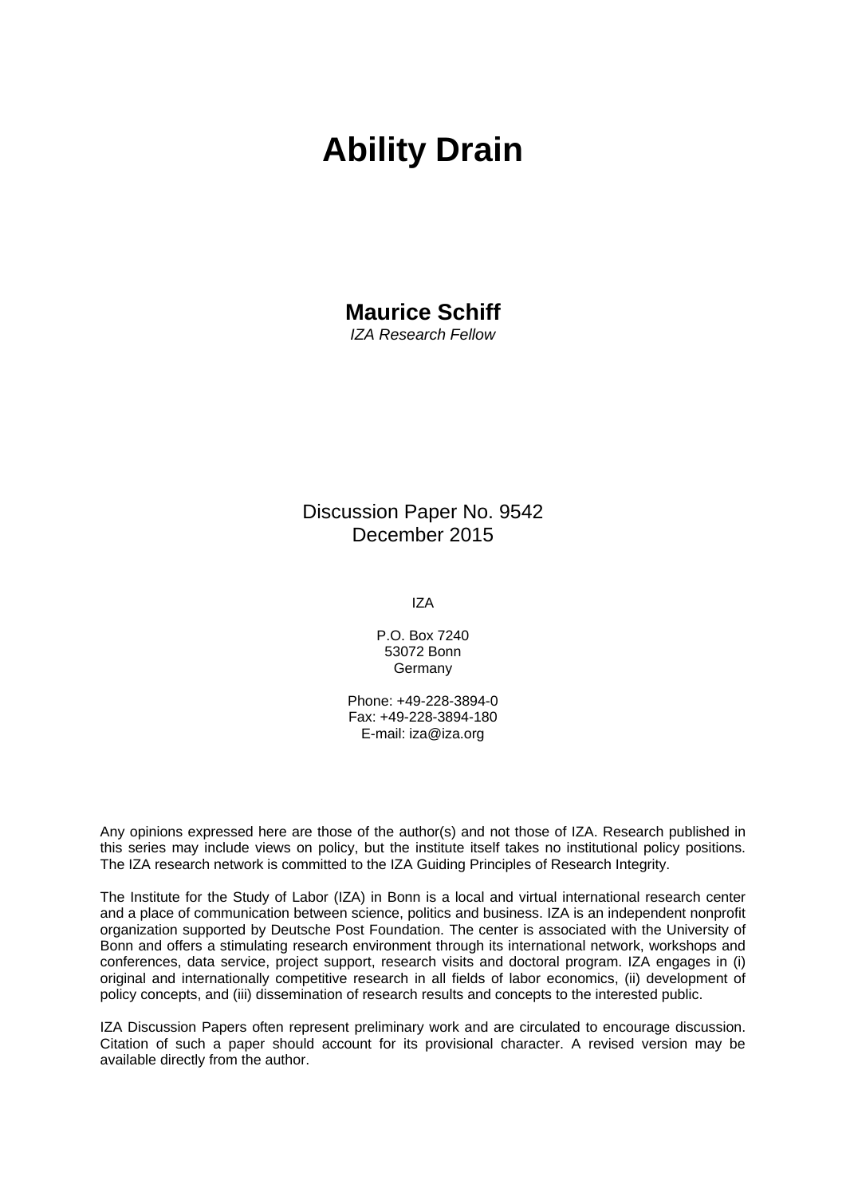# Ability Drain

**Maurice Schiff**
*IZA Research Fellow*

Discussion Paper No. 9542
December 2015

IZA

P.O. Box 7240
53072 Bonn
Germany

Phone: +49-228-3894-0
Fax: +49-228-3894-180
E-mail: iza@iza.org

Any opinions expressed here are those of the author(s) and not those of IZA. Research published in this series may include views on policy, but the institute itself takes no institutional policy positions. The IZA research network is committed to the IZA Guiding Principles of Research Integrity.

The Institute for the Study of Labor (IZA) in Bonn is a local and virtual international research center and a place of communication between science, politics and business. IZA is an independent nonprofit organization supported by Deutsche Post Foundation. The center is associated with the University of Bonn and offers a stimulating research environment through its international network, workshops and conferences, data service, project support, research visits and doctoral program. IZA engages in (i) original and internationally competitive research in all fields of labor economics, (ii) development of policy concepts, and (iii) dissemination of research results and concepts to the interested public.

IZA Discussion Papers often represent preliminary work and are circulated to encourage discussion. Citation of such a paper should account for its provisional character. A revised version may be available directly from the author.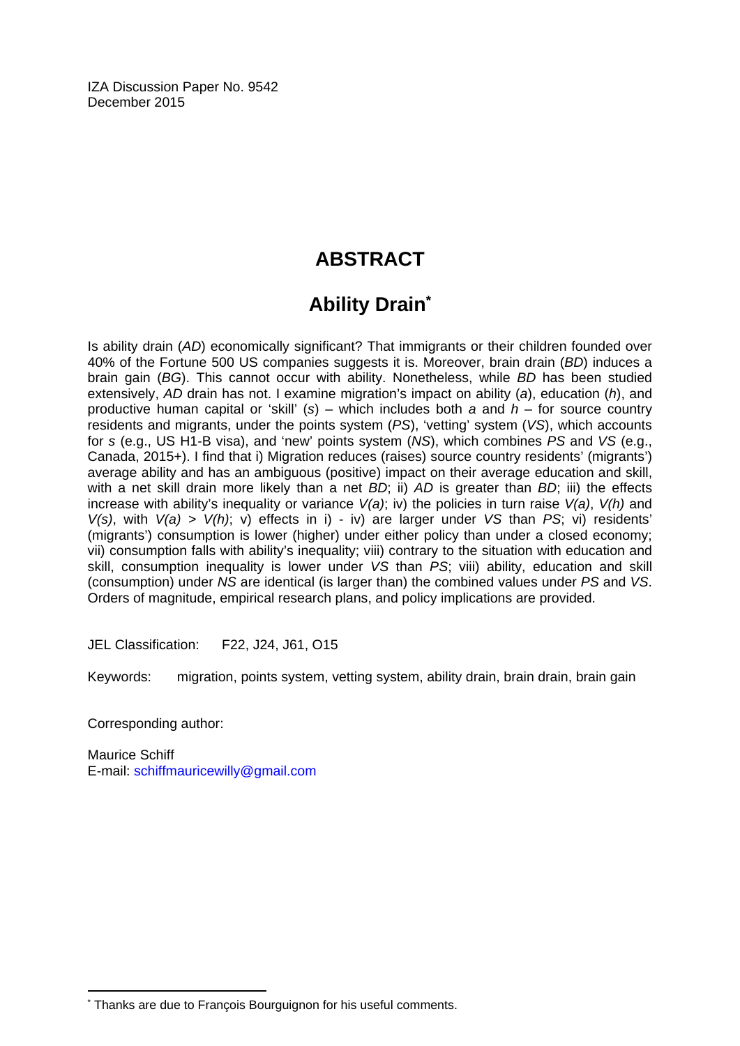IZA Discussion Paper No. 9542
December 2015

# ABSTRACT

## Ability Drain*

Is ability drain (*AD*) economically significant? That immigrants or their children founded over 40% of the Fortune 500 US companies suggests it is. Moreover, brain drain (*BD*) induces a brain gain (*BG*). This cannot occur with ability. Nonetheless, while *BD* has been studied extensively, *AD* drain has not. I examine migration's impact on ability (*a*), education (*h*), and productive human capital or 'skill' (*s*) – which includes both *a* and *h* – for source country residents and migrants, under the points system (*PS*), 'vetting' system (*VS*), which accounts for *s* (e.g., US H1-B visa), and 'new' points system (*NS*), which combines *PS* and *VS* (e.g., Canada, 2015+). I find that i) Migration reduces (raises) source country residents' (migrants') average ability and has an ambiguous (positive) impact on their average education and skill, with a net skill drain more likely than a net *BD*; ii) *AD* is greater than *BD*; iii) the effects increase with ability's inequality or variance *V(a)*; iv) the policies in turn raise *V(a)*, *V(h)* and *V(s)*, with *V(a)* > *V(h)*; v) effects in i) - iv) are larger under *VS* than *PS*; vi) residents' (migrants') consumption is lower (higher) under either policy than under a closed economy; vii) consumption falls with ability's inequality; viii) contrary to the situation with education and skill, consumption inequality is lower under *VS* than *PS*; viii) ability, education and skill (consumption) under *NS* are identical (is larger than) the combined values under *PS* and *VS*. Orders of magnitude, empirical research plans, and policy implications are provided.

JEL Classification: F22, J24, J61, O15

Keywords: migration, points system, vetting system, ability drain, brain drain, brain gain

Corresponding author:

Maurice Schiff
E-mail: schiffmauricewilly@gmail.com

---

* Thanks are due to François Bourguignon for his useful comments.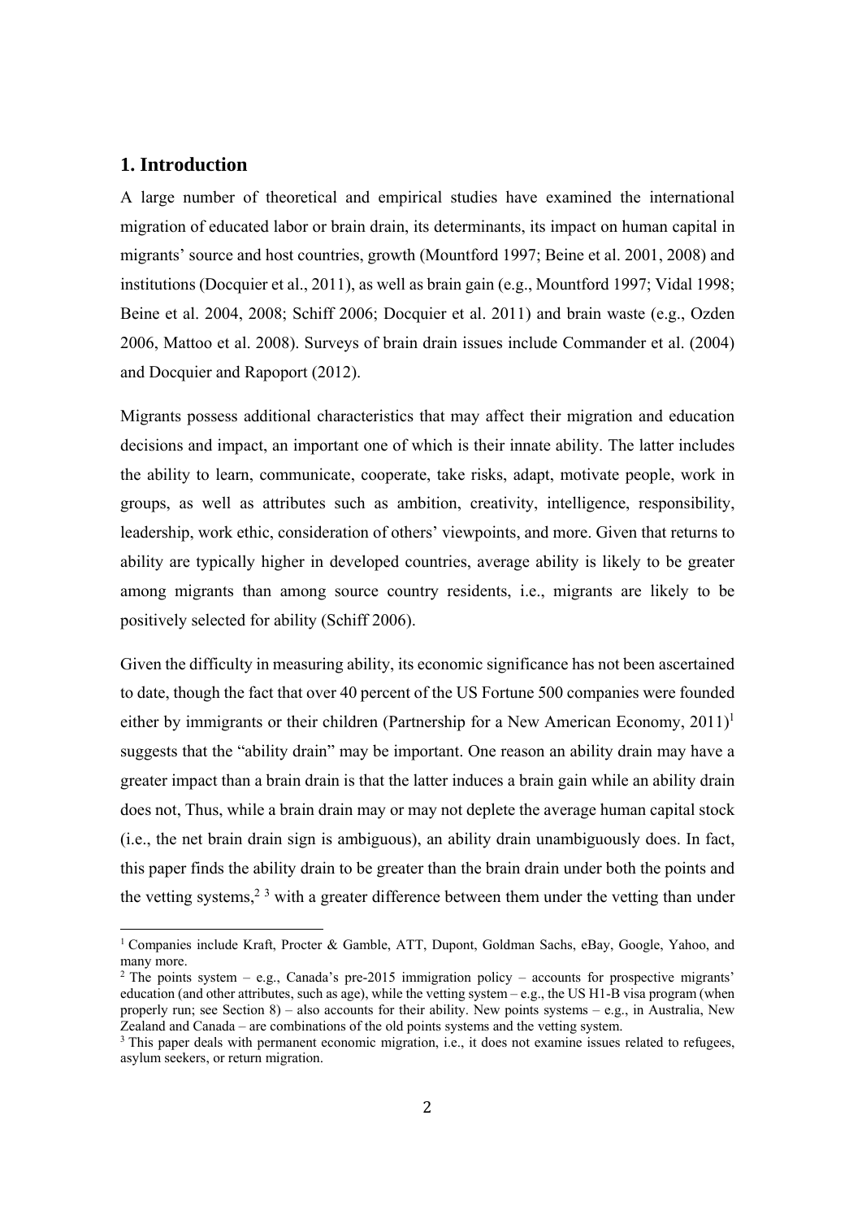## 1. Introduction

A large number of theoretical and empirical studies have examined the international migration of educated labor or brain drain, its determinants, its impact on human capital in migrants' source and host countries, growth (Mountford 1997; Beine et al. 2001, 2008) and institutions (Docquier et al., 2011), as well as brain gain (e.g., Mountford 1997; Vidal 1998; Beine et al. 2004, 2008; Schiff 2006; Docquier et al. 2011) and brain waste (e.g., Ozden 2006, Mattoo et al. 2008). Surveys of brain drain issues include Commander et al. (2004) and Docquier and Rapoport (2012).

Migrants possess additional characteristics that may affect their migration and education decisions and impact, an important one of which is their innate ability. The latter includes the ability to learn, communicate, cooperate, take risks, adapt, motivate people, work in groups, as well as attributes such as ambition, creativity, intelligence, responsibility, leadership, work ethic, consideration of others' viewpoints, and more. Given that returns to ability are typically higher in developed countries, average ability is likely to be greater among migrants than among source country residents, i.e., migrants are likely to be positively selected for ability (Schiff 2006).

Given the difficulty in measuring ability, its economic significance has not been ascertained to date, though the fact that over 40 percent of the US Fortune 500 companies were founded either by immigrants or their children (Partnership for a New American Economy, 2011)[1] suggests that the "ability drain" may be important. One reason an ability drain may have a greater impact than a brain drain is that the latter induces a brain gain while an ability drain does not, Thus, while a brain drain may or may not deplete the average human capital stock (i.e., the net brain drain sign is ambiguous), an ability drain unambiguously does. In fact, this paper finds the ability drain to be greater than the brain drain under both the points and the vetting systems,[2] [3] with a greater difference between them under the vetting than under

---

[1] Companies include Kraft, Procter & Gamble, ATT, Dupont, Goldman Sachs, eBay, Google, Yahoo, and many more.

[2] The points system – e.g., Canada's pre-2015 immigration policy – accounts for prospective migrants' education (and other attributes, such as age), while the vetting system – e.g., the US H1-B visa program (when properly run; see Section 8) – also accounts for their ability. New points systems – e.g., in Australia, New Zealand and Canada – are combinations of the old points systems and the vetting system.

[3] This paper deals with permanent economic migration, i.e., it does not examine issues related to refugees, asylum seekers, or return migration.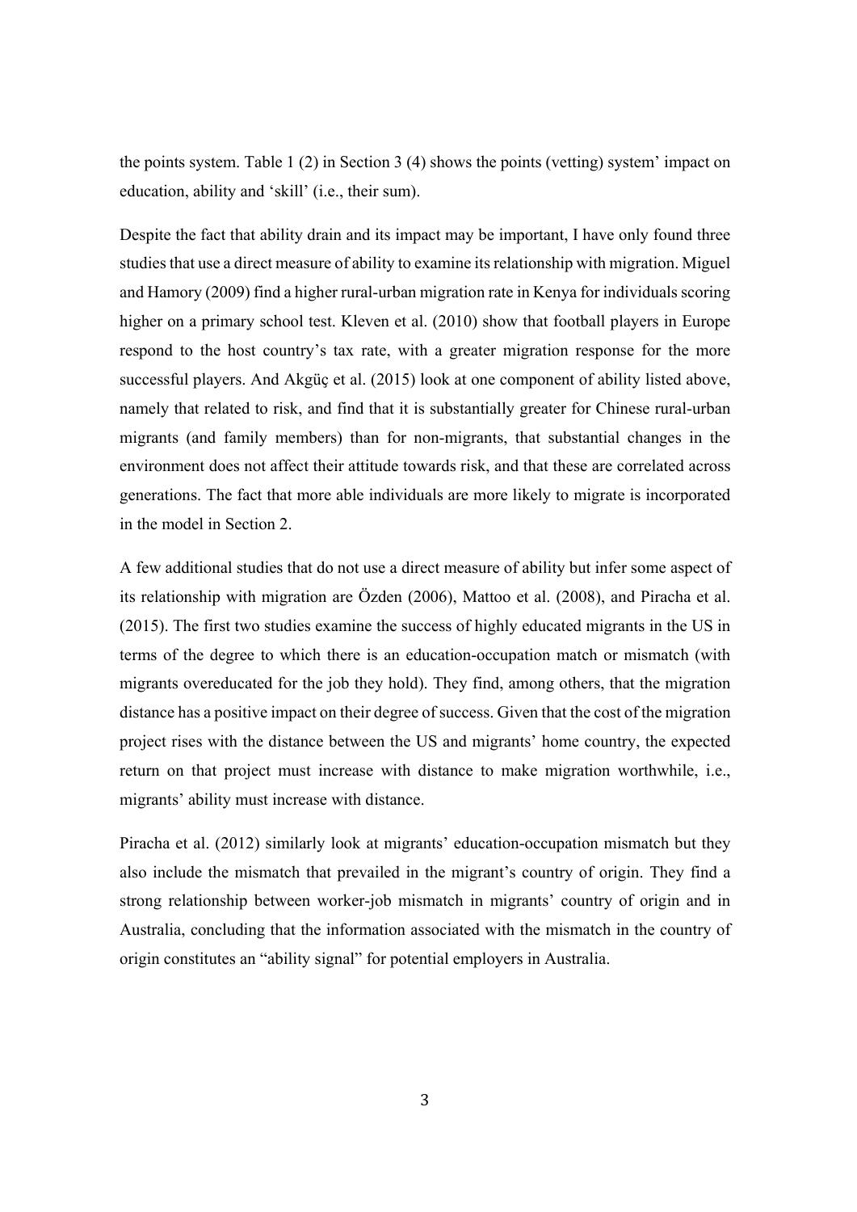the points system. Table 1 (2) in Section 3 (4) shows the points (vetting) system' impact on education, ability and 'skill' (i.e., their sum).

Despite the fact that ability drain and its impact may be important, I have only found three studies that use a direct measure of ability to examine its relationship with migration. Miguel and Hamory (2009) find a higher rural-urban migration rate in Kenya for individuals scoring higher on a primary school test. Kleven et al. (2010) show that football players in Europe respond to the host country's tax rate, with a greater migration response for the more successful players. And Akgüç et al. (2015) look at one component of ability listed above, namely that related to risk, and find that it is substantially greater for Chinese rural-urban migrants (and family members) than for non-migrants, that substantial changes in the environment does not affect their attitude towards risk, and that these are correlated across generations. The fact that more able individuals are more likely to migrate is incorporated in the model in Section 2.

A few additional studies that do not use a direct measure of ability but infer some aspect of its relationship with migration are Özden (2006), Mattoo et al. (2008), and Piracha et al. (2015). The first two studies examine the success of highly educated migrants in the US in terms of the degree to which there is an education-occupation match or mismatch (with migrants overeducated for the job they hold). They find, among others, that the migration distance has a positive impact on their degree of success. Given that the cost of the migration project rises with the distance between the US and migrants' home country, the expected return on that project must increase with distance to make migration worthwhile, i.e., migrants' ability must increase with distance.

Piracha et al. (2012) similarly look at migrants' education-occupation mismatch but they also include the mismatch that prevailed in the migrant's country of origin. They find a strong relationship between worker-job mismatch in migrants' country of origin and in Australia, concluding that the information associated with the mismatch in the country of origin constitutes an "ability signal" for potential employers in Australia.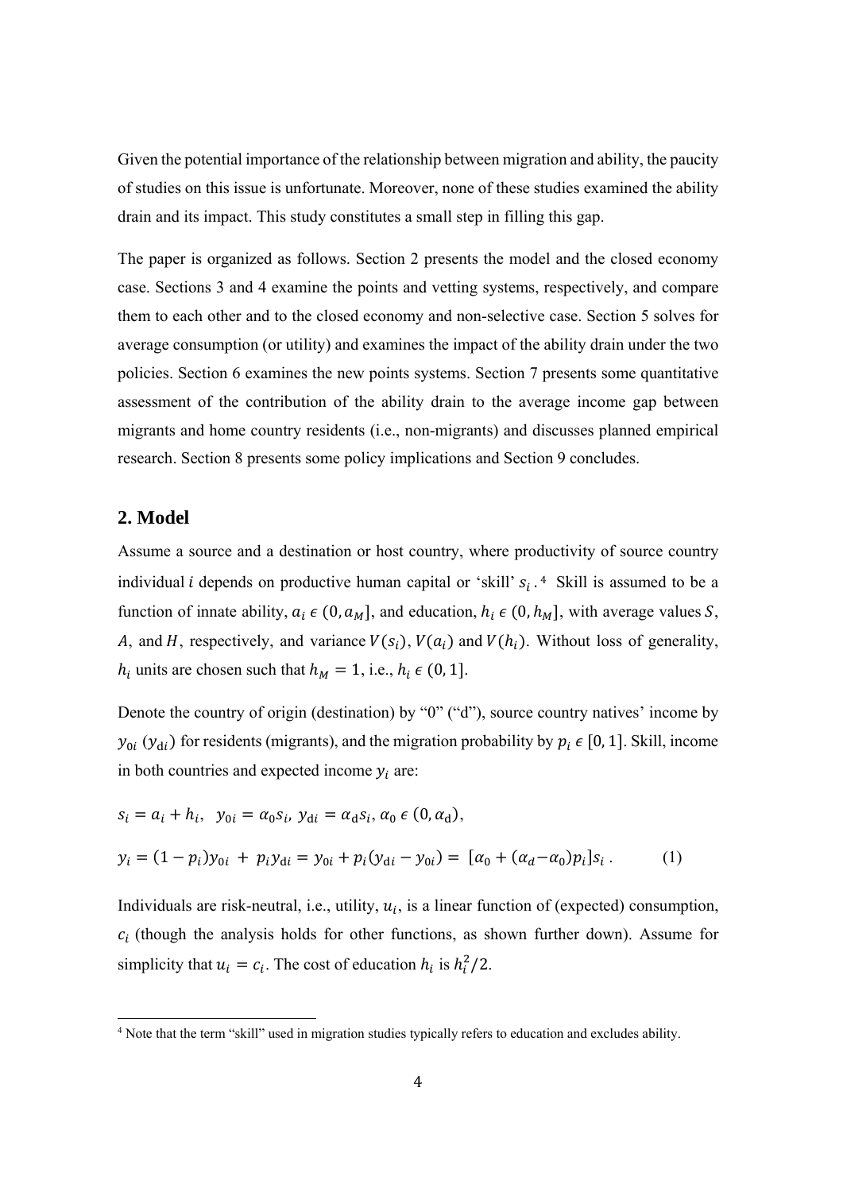Given the potential importance of the relationship between migration and ability, the paucity of studies on this issue is unfortunate. Moreover, none of these studies examined the ability drain and its impact. This study constitutes a small step in filling this gap.

The paper is organized as follows. Section 2 presents the model and the closed economy case. Sections 3 and 4 examine the points and vetting systems, respectively, and compare them to each other and to the closed economy and non-selective case. Section 5 solves for average consumption (or utility) and examines the impact of the ability drain under the two policies. Section 6 examines the new points systems. Section 7 presents some quantitative assessment of the contribution of the ability drain to the average income gap between migrants and home country residents (i.e., non-migrants) and discusses planned empirical research. Section 8 presents some policy implications and Section 9 concludes.

## 2. Model

Assume a source and a destination or host country, where productivity of source country individual $i$ depends on productive human capital or 'skill' $s_i$.[4] Skill is assumed to be a function of innate ability, $a_i \in (0, a_M]$, and education, $h_i \in (0, h_M]$, with average values $S$, $A$, and $H$, respectively, and variance $V(s_i)$, $V(a_i)$ and $V(h_i)$. Without loss of generality, $h_i$ units are chosen such that $h_M = 1$, i.e., $h_i \in (0, 1]$.

Denote the country of origin (destination) by "0" ("d"), source country natives' income by $y_{0i}$ ($y_{di}$) for residents (migrants), and the migration probability by $p_i \in [0, 1]$. Skill, income in both countries and expected income $y_i$ are:

$$s_i = a_i + h_i, \quad y_{0i} = \alpha_0 s_i, \; y_{di} = \alpha_d s_i, \; \alpha_0 \in (0, \alpha_d),$$

$$y_i = (1 - p_i)y_{0i} + p_i y_{di} = y_{0i} + p_i(y_{di} - y_{0i}) = [\alpha_0 + (\alpha_d - \alpha_0)p_i]s_i . \qquad (1)$$

Individuals are risk-neutral, i.e., utility, $u_i$, is a linear function of (expected) consumption, $c_i$ (though the analysis holds for other functions, as shown further down). Assume for simplicity that $u_i = c_i$. The cost of education $h_i$ is $h_i^2/2$.

[4] Note that the term "skill" used in migration studies typically refers to education and excludes ability.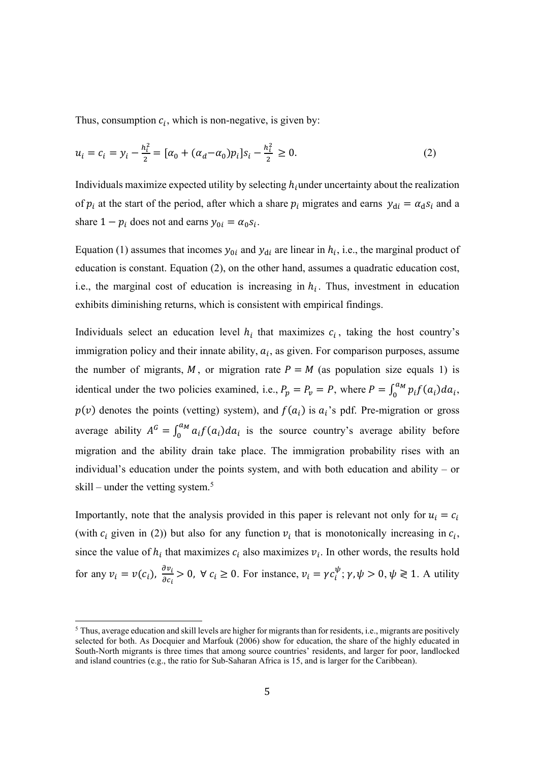Thus, consumption $c_i$, which is non-negative, is given by:

$$u_i = c_i = y_i - \frac{h_i^2}{2} = [\alpha_0 + (\alpha_d - \alpha_0)p_i]s_i - \frac{h_i^2}{2} \geq 0. \tag{2}$$

Individuals maximize expected utility by selecting $h_i$ under uncertainty about the realization of $p_i$ at the start of the period, after which a share $p_i$ migrates and earns $y_{di} = \alpha_d s_i$ and a share $1 - p_i$ does not and earns $y_{0i} = \alpha_0 s_i$.

Equation (1) assumes that incomes $y_{0i}$ and $y_{di}$ are linear in $h_i$, i.e., the marginal product of education is constant. Equation (2), on the other hand, assumes a quadratic education cost, i.e., the marginal cost of education is increasing in $h_i$. Thus, investment in education exhibits diminishing returns, which is consistent with empirical findings.

Individuals select an education level $h_i$ that maximizes $c_i$, taking the host country's immigration policy and their innate ability, $a_i$, as given. For comparison purposes, assume the number of migrants, $M$, or migration rate $P = M$ (as population size equals 1) is identical under the two policies examined, i.e., $P_p = P_v = P$, where $P = \int_0^{a_M} p_i f(a_i) da_i$, $p(v)$ denotes the points (vetting) system), and $f(a_i)$ is $a_i$'s pdf. Pre-migration or gross average ability $A^G = \int_0^{a_M} a_i f(a_i) da_i$ is the source country's average ability before migration and the ability drain take place. The immigration probability rises with an individual's education under the points system, and with both education and ability – or skill – under the vetting system.[5]

Importantly, note that the analysis provided in this paper is relevant not only for $u_i = c_i$ (with $c_i$ given in (2)) but also for any function $v_i$ that is monotonically increasing in $c_i$, since the value of $h_i$ that maximizes $c_i$ also maximizes $v_i$. In other words, the results hold for any $v_i = v(c_i)$, $\frac{\partial v_i}{\partial c_i} > 0$, $\forall\, c_i \geq 0$. For instance, $v_i = \gamma c_i^{\psi}; \gamma, \psi > 0, \psi \gtreqless 1$. A utility

[5] Thus, average education and skill levels are higher for migrants than for residents, i.e., migrants are positively selected for both. As Docquier and Marfouk (2006) show for education, the share of the highly educated in South-North migrants is three times that among source countries' residents, and larger for poor, landlocked and island countries (e.g., the ratio for Sub-Saharan Africa is 15, and is larger for the Caribbean).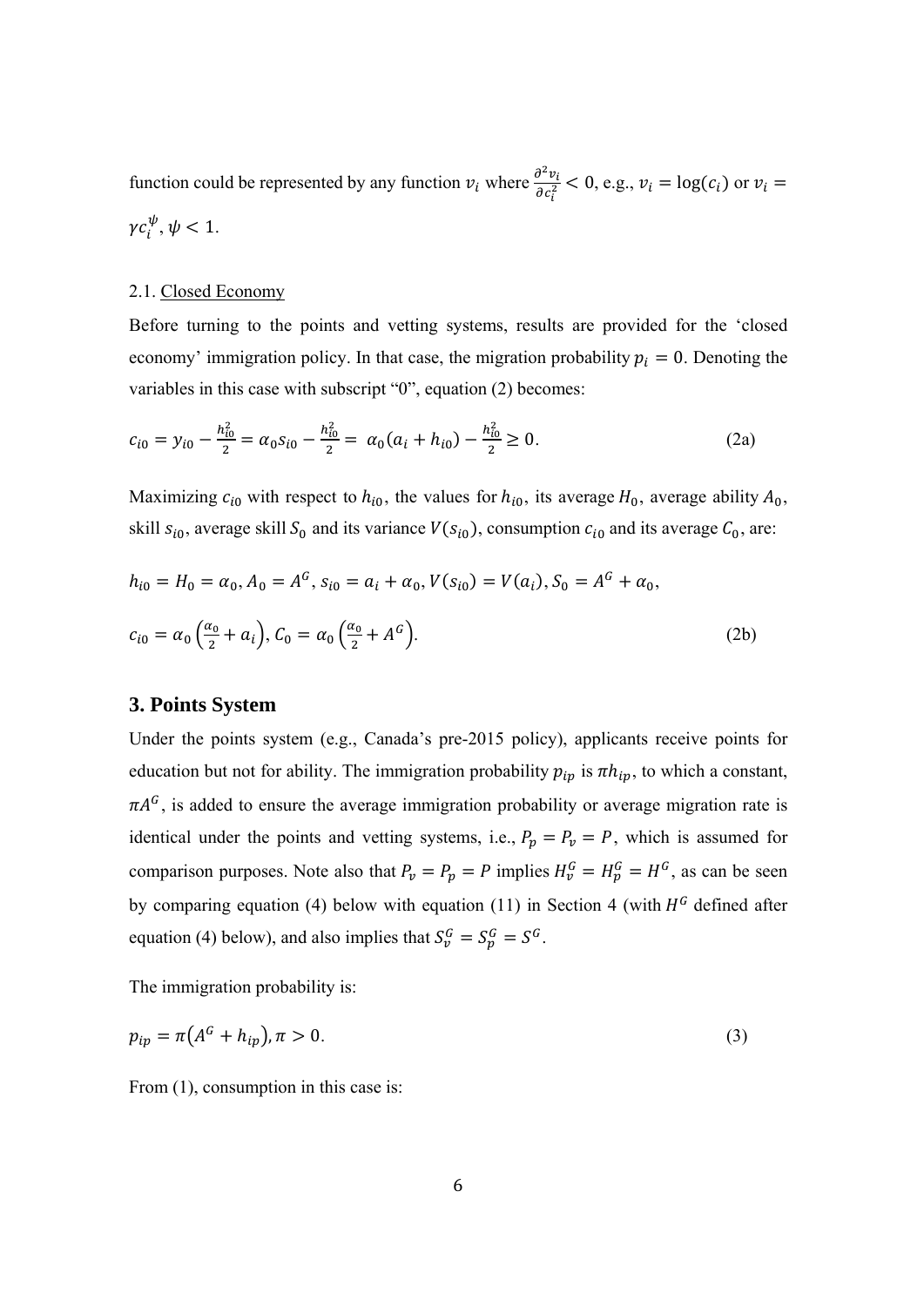function could be represented by any function $v_i$ where $\frac{\partial^2 v_i}{\partial c_i^2} < 0$, e.g., $v_i = \log(c_i)$ or $v_i = \gamma c_i^{\psi}, \psi < 1$.

2.1. Closed Economy

Before turning to the points and vetting systems, results are provided for the 'closed economy' immigration policy. In that case, the migration probability $p_i = 0$. Denoting the variables in this case with subscript "0", equation (2) becomes:

$$c_{i0} = y_{i0} - \frac{h_{i0}^2}{2} = \alpha_0 s_{i0} - \frac{h_{i0}^2}{2} = \alpha_0(a_i + h_{i0}) - \frac{h_{i0}^2}{2} \geq 0. \tag{2a}$$

Maximizing $c_{i0}$ with respect to $h_{i0}$, the values for $h_{i0}$, its average $H_0$, average ability $A_0$, skill $s_{i0}$, average skill $S_0$ and its variance $V(s_{i0})$, consumption $c_{i0}$ and its average $C_0$, are:

$$h_{i0} = H_0 = \alpha_0, A_0 = A^G, s_{i0} = a_i + \alpha_0, V(s_{i0}) = V(a_i), S_0 = A^G + \alpha_0,$$

$$c_{i0} = \alpha_0\left(\frac{\alpha_0}{2} + a_i\right), C_0 = \alpha_0\left(\frac{\alpha_0}{2} + A^G\right). \tag{2b}$$

## 3. Points System

Under the points system (e.g., Canada's pre-2015 policy), applicants receive points for education but not for ability. The immigration probability $p_{ip}$ is $\pi h_{ip}$, to which a constant, $\pi A^G$, is added to ensure the average immigration probability or average migration rate is identical under the points and vetting systems, i.e., $P_p = P_v = P$, which is assumed for comparison purposes. Note also that $P_v = P_p = P$ implies $H_v^G = H_p^G = H^G$, as can be seen by comparing equation (4) below with equation (11) in Section 4 (with $H^G$ defined after equation (4) below), and also implies that $S_v^G = S_p^G = S^G$.

The immigration probability is:

$$p_{ip} = \pi\left(A^G + h_{ip}\right), \pi > 0. \tag{3}$$

From (1), consumption in this case is: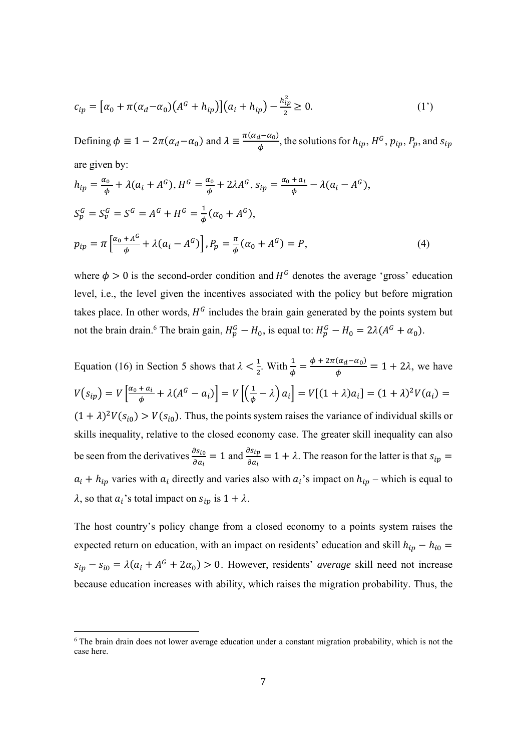$$c_{ip} = \left[\alpha_0 + \pi(\alpha_d - \alpha_0)\left(A^G + h_{ip}\right)\right]\left(a_i + h_{ip}\right) - \frac{h_{ip}^2}{2} \geq 0. \tag{1'}$$

Defining $\phi \equiv 1 - 2\pi(\alpha_d - \alpha_0)$ and $\lambda \equiv \frac{\pi(\alpha_d - \alpha_0)}{\phi}$, the solutions for $h_{ip}$, $H^G$, $p_{ip}$, $P_p$, and $s_{ip}$ are given by:

$$h_{ip} = \frac{\alpha_0}{\phi} + \lambda(a_i + A^G),\ H^G = \frac{\alpha_0}{\phi} + 2\lambda A^G,\ s_{ip} = \frac{\alpha_0 + a_i}{\phi} - \lambda(a_i - A^G),$$

$$S_p^G = S_v^G = S^G = A^G + H^G = \frac{1}{\phi}(\alpha_0 + A^G),$$

$$p_{ip} = \pi\left[\frac{\alpha_0 + A^G}{\phi} + \lambda(a_i - A^G)\right],\ P_p = \frac{\pi}{\phi}(\alpha_0 + A^G) = P, \tag{4}$$

where $\phi > 0$ is the second-order condition and $H^G$ denotes the average 'gross' education level, i.e., the level given the incentives associated with the policy but before migration takes place. In other words, $H^G$ includes the brain gain generated by the points system but not the brain drain.[6] The brain gain, $H_p^G - H_0$, is equal to: $H_p^G - H_0 = 2\lambda(A^G + \alpha_0)$.

Equation (16) in Section 5 shows that $\lambda < \frac{1}{2}$. With $\frac{1}{\phi} = \frac{\phi + 2\pi(\alpha_d - \alpha_0)}{\phi} = 1 + 2\lambda$, we have $V(s_{ip}) = V\left[\frac{\alpha_0 + a_i}{\phi} + \lambda(A^G - a_i)\right] = V\left[\left(\frac{1}{\phi} - \lambda\right)a_i\right] = V[(1+\lambda)a_i] = (1+\lambda)^2 V(a_i) = (1+\lambda)^2 V(s_{i0}) > V(s_{i0})$. Thus, the points system raises the variance of individual skills or skills inequality, relative to the closed economy case. The greater skill inequality can also be seen from the derivatives $\frac{\partial s_{i0}}{\partial a_i} = 1$ and $\frac{\partial s_{ip}}{\partial a_i} = 1 + \lambda$. The reason for the latter is that $s_{ip} = a_i + h_{ip}$ varies with $a_i$ directly and varies also with $a_i$'s impact on $h_{ip}$ – which is equal to $\lambda$, so that $a_i$'s total impact on $s_{ip}$ is $1 + \lambda$.

The host country's policy change from a closed economy to a points system raises the expected return on education, with an impact on residents' education and skill $h_{ip} - h_{i0} = s_{ip} - s_{i0} = \lambda(a_i + A^G + 2\alpha_0) > 0$. However, residents' *average* skill need not increase because education increases with ability, which raises the migration probability. Thus, the

[6] The brain drain does not lower average education under a constant migration probability, which is not the case here.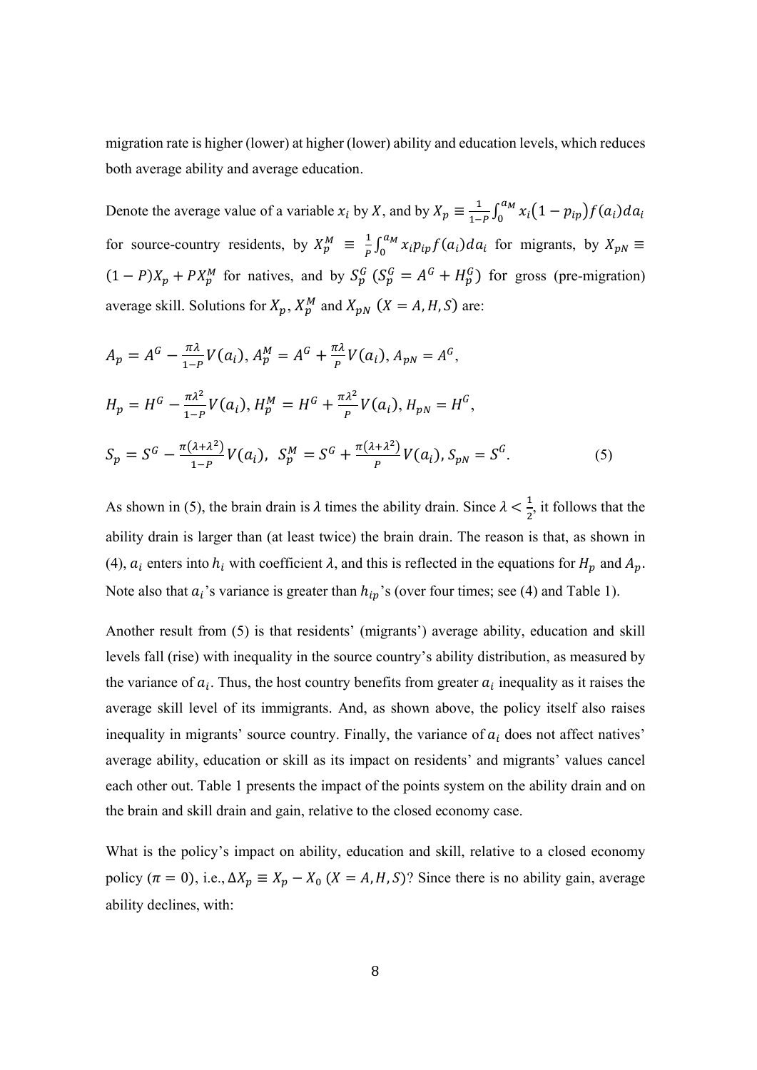migration rate is higher (lower) at higher (lower) ability and education levels, which reduces both average ability and average education.

Denote the average value of a variable $x_i$ by $X$, and by $X_p \equiv \frac{1}{1-P}\int_0^{a_M} x_i(1-p_{ip})f(a_i)da_i$ for source-country residents, by $X_p^M \equiv \frac{1}{P}\int_0^{a_M} x_i p_{ip} f(a_i)da_i$ for migrants, by $X_{pN} \equiv (1-P)X_p + PX_p^M$ for natives, and by $S_p^G$ ($S_p^G = A^G + H_p^G$) for gross (pre-migration) average skill. Solutions for $X_p$, $X_p^M$ and $X_{pN}$ ($X = A, H, S$) are:

$$A_p = A^G - \frac{\pi\lambda}{1-P}V(a_i),\; A_p^M = A^G + \frac{\pi\lambda}{P}V(a_i),\; A_{pN} = A^G,$$

$$H_p = H^G - \frac{\pi\lambda^2}{1-P}V(a_i),\; H_p^M = H^G + \frac{\pi\lambda^2}{P}V(a_i),\; H_{pN} = H^G,$$

$$S_p = S^G - \frac{\pi(\lambda+\lambda^2)}{1-P}V(a_i),\;\; S_p^M = S^G + \frac{\pi(\lambda+\lambda^2)}{P}V(a_i),\; S_{pN} = S^G. \tag{5}$$

As shown in (5), the brain drain is $\lambda$ times the ability drain. Since $\lambda < \frac{1}{2}$, it follows that the ability drain is larger than (at least twice) the brain drain. The reason is that, as shown in (4), $a_i$ enters into $h_i$ with coefficient $\lambda$, and this is reflected in the equations for $H_p$ and $A_p$. Note also that $a_i$'s variance is greater than $h_{ip}$'s (over four times; see (4) and Table 1).

Another result from (5) is that residents' (migrants') average ability, education and skill levels fall (rise) with inequality in the source country's ability distribution, as measured by the variance of $a_i$. Thus, the host country benefits from greater $a_i$ inequality as it raises the average skill level of its immigrants. And, as shown above, the policy itself also raises inequality in migrants' source country. Finally, the variance of $a_i$ does not affect natives' average ability, education or skill as its impact on residents' and migrants' values cancel each other out. Table 1 presents the impact of the points system on the ability drain and on the brain and skill drain and gain, relative to the closed economy case.

What is the policy's impact on ability, education and skill, relative to a closed economy policy ($\pi = 0$), i.e., $\Delta X_p \equiv X_p - X_0$ ($X = A, H, S$)? Since there is no ability gain, average ability declines, with: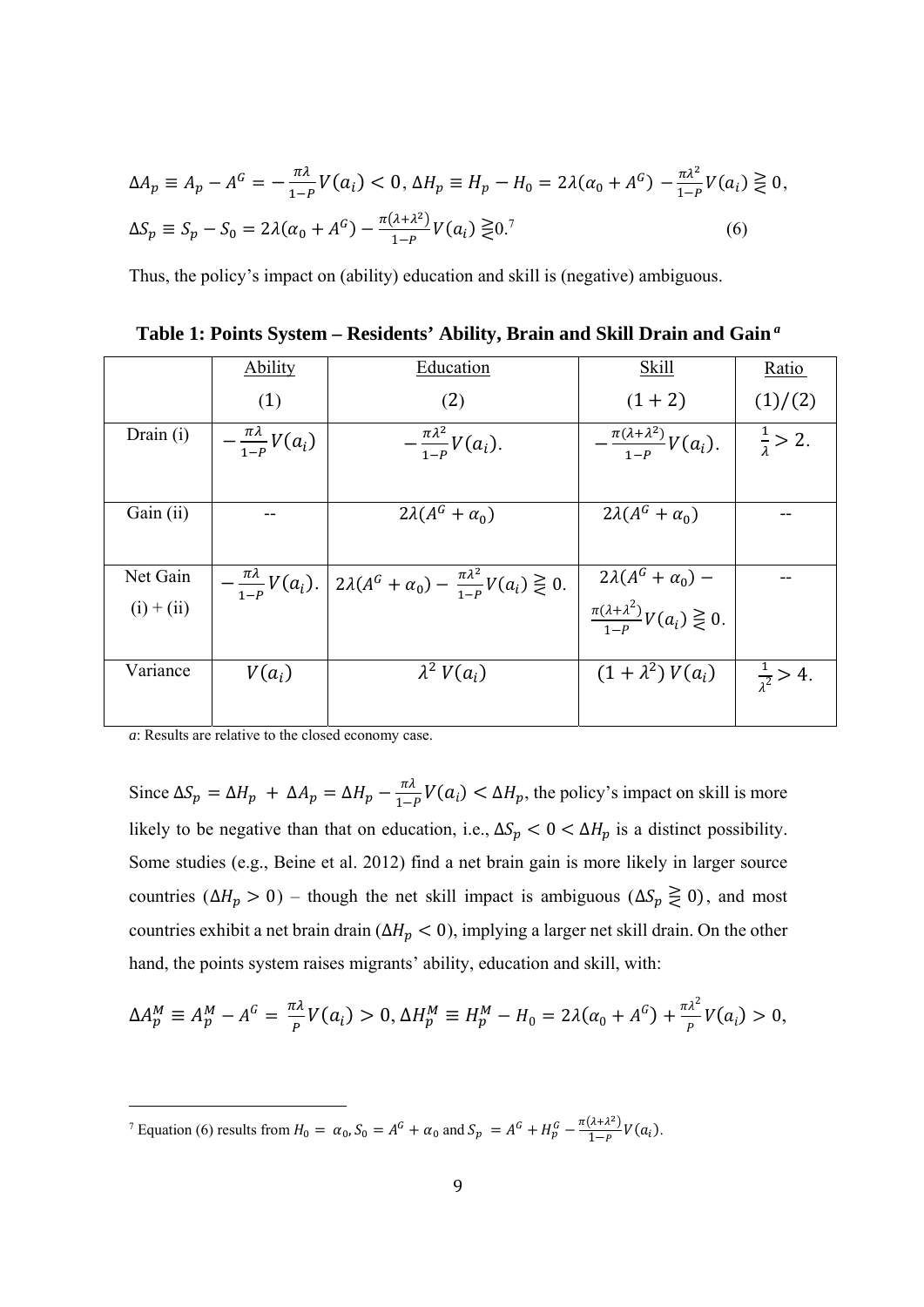$$\Delta A_p \equiv A_p - A^G = -\frac{\pi\lambda}{1-P}V(a_i) < 0,\; \Delta H_p \equiv H_p - H_0 = 2\lambda(\alpha_0 + A^G) - \frac{\pi\lambda^2}{1-P}V(a_i) \gtreqless 0,$$

$$\Delta S_p \equiv S_p - S_0 = 2\lambda(\alpha_0 + A^G) - \frac{\pi(\lambda+\lambda^2)}{1-P}V(a_i) \gtreqless 0.\text{[7]} \qquad (6)$$

Thus, the policy's impact on (ability) education and skill is (negative) ambiguous.

**Table 1: Points System – Residents' Ability, Brain and Skill Drain and Gain [a]**

| | Ability (1) | Education (2) | Skill $(1+2)$ | Ratio $(1)/(2)$ |
|---|---|---|---|---|
| Drain (i) | $-\frac{\pi\lambda}{1-P}V(a_i)$ | $-\frac{\pi\lambda^2}{1-P}V(a_i).$ | $-\frac{\pi(\lambda+\lambda^2)}{1-P}V(a_i).$ | $\frac{1}{\lambda} > 2.$ |
| Gain (ii) | -- | $2\lambda(A^G + \alpha_0)$ | $2\lambda(A^G + \alpha_0)$ | -- |
| Net Gain (i) + (ii) | $-\frac{\pi\lambda}{1-P}V(a_i).$ | $2\lambda(A^G + \alpha_0) - \frac{\pi\lambda^2}{1-P}V(a_i) \gtreqless 0.$ | $2\lambda(A^G + \alpha_0) - \frac{\pi(\lambda+\lambda^2)}{1-P}V(a_i) \gtreqless 0.$ | -- |
| Variance | $V(a_i)$ | $\lambda^2\, V(a_i)$ | $(1+\lambda^2)\, V(a_i)$ | $\frac{1}{\lambda^2} > 4.$ |

*a*: Results are relative to the closed economy case.

Since $\Delta S_p = \Delta H_p + \Delta A_p = \Delta H_p - \frac{\pi\lambda}{1-P}V(a_i) < \Delta H_p$, the policy's impact on skill is more likely to be negative than that on education, i.e., $\Delta S_p < 0 < \Delta H_p$ is a distinct possibility. Some studies (e.g., Beine et al. 2012) find a net brain gain is more likely in larger source countries ($\Delta H_p > 0$) – though the net skill impact is ambiguous ($\Delta S_p \gtreqless 0$), and most countries exhibit a net brain drain ($\Delta H_p < 0$), implying a larger net skill drain. On the other hand, the points system raises migrants' ability, education and skill, with:

$$\Delta A_p^M \equiv A_p^M - A^G = \frac{\pi\lambda}{P}V(a_i) > 0,\; \Delta H_p^M \equiv H_p^M - H_0 = 2\lambda(\alpha_0 + A^G) + \frac{\pi\lambda^2}{P}V(a_i) > 0,$$

[7] Equation (6) results from $H_0 = \alpha_0$, $S_0 = A^G + \alpha_0$ and $S_p = A^G + H_p^G - \frac{\pi(\lambda+\lambda^2)}{1-P}V(a_i)$.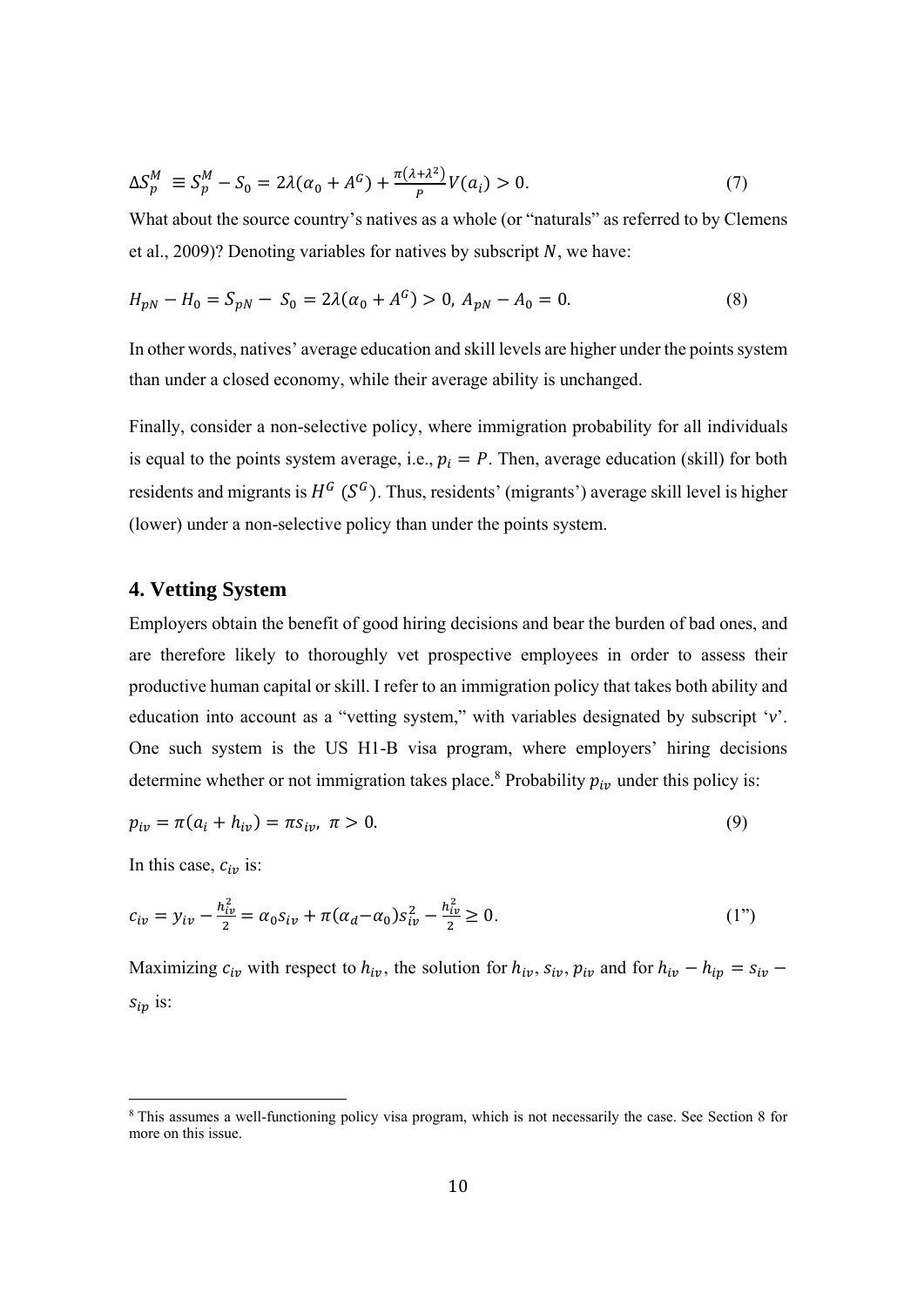$$\Delta S_p^M \equiv S_p^M - S_0 = 2\lambda(\alpha_0 + A^G) + \frac{\pi(\lambda+\lambda^2)}{P} V(a_i) > 0. \tag{7}$$

What about the source country's natives as a whole (or "naturals" as referred to by Clemens et al., 2009)? Denoting variables for natives by subscript $N$, we have:

$$H_{pN} - H_0 = S_{pN} - S_0 = 2\lambda(\alpha_0 + A^G) > 0,\ A_{pN} - A_0 = 0. \tag{8}$$

In other words, natives' average education and skill levels are higher under the points system than under a closed economy, while their average ability is unchanged.

Finally, consider a non-selective policy, where immigration probability for all individuals is equal to the points system average, i.e., $p_i = P$. Then, average education (skill) for both residents and migrants is $H^G$ ($S^G$). Thus, residents' (migrants') average skill level is higher (lower) under a non-selective policy than under the points system.

## 4. Vetting System

Employers obtain the benefit of good hiring decisions and bear the burden of bad ones, and are therefore likely to thoroughly vet prospective employees in order to assess their productive human capital or skill. I refer to an immigration policy that takes both ability and education into account as a "vetting system," with variables designated by subscript '$v$'. One such system is the US H1-B visa program, where employers' hiring decisions determine whether or not immigration takes place.[8] Probability $p_{iv}$ under this policy is:

$$p_{iv} = \pi(a_i + h_{iv}) = \pi s_{iv},\ \pi > 0. \tag{9}$$

In this case, $c_{iv}$ is:

$$c_{iv} = y_{iv} - \frac{h_{iv}^2}{2} = \alpha_0 s_{iv} + \pi(\alpha_d - \alpha_0) s_{iv}^2 - \frac{h_{iv}^2}{2} \geq 0. \tag{1''}$$

Maximizing $c_{iv}$ with respect to $h_{iv}$, the solution for $h_{iv}$, $s_{iv}$, $p_{iv}$ and for $h_{iv} - h_{ip} = s_{iv} - s_{ip}$ is:

[8] This assumes a well-functioning policy visa program, which is not necessarily the case. See Section 8 for more on this issue.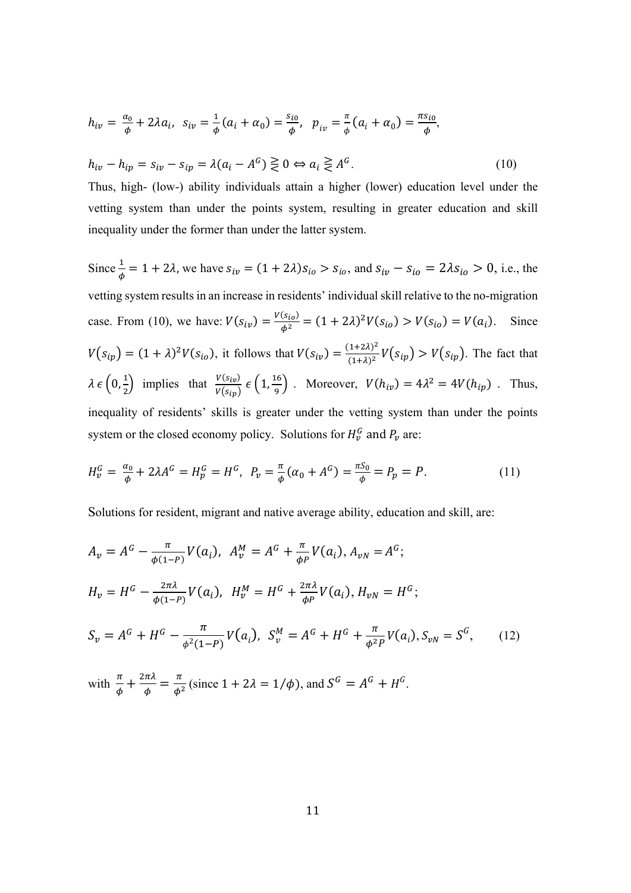$$h_{iv} = \frac{\alpha_0}{\phi} + 2\lambda a_i, \;\; s_{iv} = \frac{1}{\phi}(a_i + \alpha_0) = \frac{s_{i0}}{\phi}, \;\; p_{iv} = \frac{\pi}{\phi}(a_i + \alpha_0) = \frac{\pi s_{i0}}{\phi},$$

$$h_{iv} - h_{ip} = s_{iv} - s_{ip} = \lambda(a_i - A^G) \gtreqless 0 \Leftrightarrow a_i \gtreqless A^G. \tag{10}$$

Thus, high- (low-) ability individuals attain a higher (lower) education level under the vetting system than under the points system, resulting in greater education and skill inequality under the former than under the latter system.

Since $\frac{1}{\phi} = 1 + 2\lambda$, we have $s_{iv} = (1 + 2\lambda)s_{io} > s_{io}$, and $s_{iv} - s_{io} = 2\lambda s_{io} > 0$, i.e., the vetting system results in an increase in residents' individual skill relative to the no-migration case. From (10), we have: $V(s_{iv}) = \frac{V(s_{io})}{\phi^2} = (1 + 2\lambda)^2 V(s_{io}) > V(s_{io}) = V(a_i)$. Since $V(s_{ip}) = (1 + \lambda)^2 V(s_{io})$, it follows that $V(s_{iv}) = \frac{(1+2\lambda)^2}{(1+\lambda)^2} V(s_{ip}) > V(s_{ip})$. The fact that $\lambda \in \left(0, \frac{1}{2}\right)$ implies that $\frac{V(s_{iv})}{V(s_{ip})} \in \left(1, \frac{16}{9}\right)$. Moreover, $V(h_{iv}) = 4\lambda^2 = 4V(h_{ip})$. Thus, inequality of residents' skills is greater under the vetting system than under the points system or the closed economy policy. Solutions for $H_v^G$ and $P_v$ are:

$$H_v^G = \frac{\alpha_0}{\phi} + 2\lambda A^G = H_p^G = H^G, \;\; P_v = \frac{\pi}{\phi}(\alpha_0 + A^G) = \frac{\pi S_0}{\phi} = P_p = P. \tag{11}$$

Solutions for resident, migrant and native average ability, education and skill, are:

$$A_v = A^G - \frac{\pi}{\phi(1-P)} V(a_i), \;\; A_v^M = A^G + \frac{\pi}{\phi P} V(a_i), A_{vN} = A^G;$$

$$H_v = H^G - \frac{2\pi\lambda}{\phi(1-P)} V(a_i), \;\; H_v^M = H^G + \frac{2\pi\lambda}{\phi P} V(a_i), H_{vN} = H^G;$$

$$S_v = A^G + H^G - \frac{\pi}{\phi^2(1-P)} V(a_i), \;\; S_v^M = A^G + H^G + \frac{\pi}{\phi^2 P} V(a_i), S_{vN} = S^G, \tag{12}$$

with $\frac{\pi}{\phi} + \frac{2\pi\lambda}{\phi} = \frac{\pi}{\phi^2}$ (since $1 + 2\lambda = 1/\phi$), and $S^G = A^G + H^G$.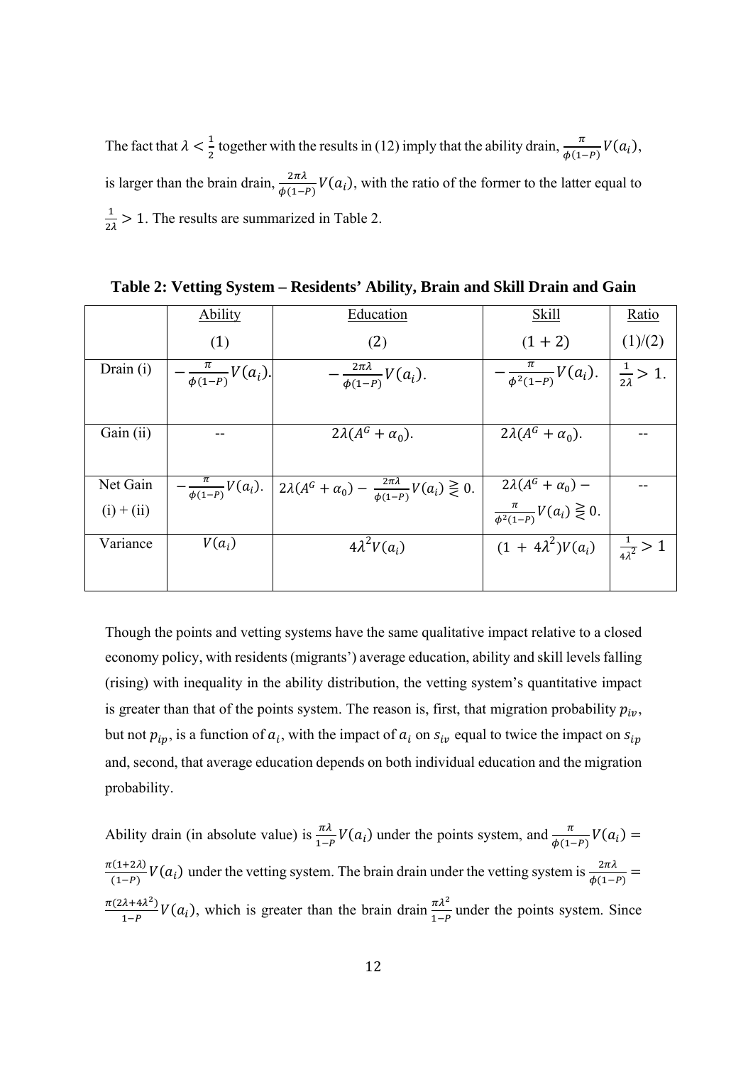The fact that $\lambda < \frac{1}{2}$ together with the results in (12) imply that the ability drain, $\frac{\pi}{\phi(1-P)}V(a_i)$, is larger than the brain drain, $\frac{2\pi\lambda}{\phi(1-P)}V(a_i)$, with the ratio of the former to the latter equal to $\frac{1}{2\lambda} > 1$. The results are summarized in Table 2.

**Table 2: Vetting System – Residents' Ability, Brain and Skill Drain and Gain**

| | Ability (1) | Education (2) | Skill (1 + 2) | Ratio (1)/(2) |
|---|---|---|---|---|
| Drain (i) | $-\frac{\pi}{\phi(1-P)}V(a_i).$ | $-\frac{2\pi\lambda}{\phi(1-P)}V(a_i).$ | $-\frac{\pi}{\phi^2(1-P)}V(a_i).$ | $\frac{1}{2\lambda} > 1.$ |
| Gain (ii) | -- | $2\lambda(A^G + \alpha_0).$ | $2\lambda(A^G + \alpha_0).$ | -- |
| Net Gain (i) + (ii) | $-\frac{\pi}{\phi(1-P)}V(a_i).$ | $2\lambda(A^G + \alpha_0) - \frac{2\pi\lambda}{\phi(1-P)}V(a_i) \gtreqless 0.$ | $2\lambda(A^G + \alpha_0) - \frac{\pi}{\phi^2(1-P)}V(a_i) \gtreqless 0.$ | -- |
| Variance | $V(a_i)$ | $4\lambda^2 V(a_i)$ | $(1 + 4\lambda^2)V(a_i)$ | $\frac{1}{4\lambda^2} > 1$ |

Though the points and vetting systems have the same qualitative impact relative to a closed economy policy, with residents (migrants') average education, ability and skill levels falling (rising) with inequality in the ability distribution, the vetting system's quantitative impact is greater than that of the points system. The reason is, first, that migration probability $p_{iv}$, but not $p_{ip}$, is a function of $a_i$, with the impact of $a_i$ on $s_{iv}$ equal to twice the impact on $s_{ip}$ and, second, that average education depends on both individual education and the migration probability.

Ability drain (in absolute value) is $\frac{\pi\lambda}{1-P}V(a_i)$ under the points system, and $\frac{\pi}{\phi(1-P)}V(a_i) = \frac{\pi(1+2\lambda)}{(1-P)}V(a_i)$ under the vetting system. The brain drain under the vetting system is $\frac{2\pi\lambda}{\phi(1-P)} = \frac{\pi(2\lambda+4\lambda^2)}{1-P}V(a_i)$, which is greater than the brain drain $\frac{\pi\lambda^2}{1-P}$ under the points system. Since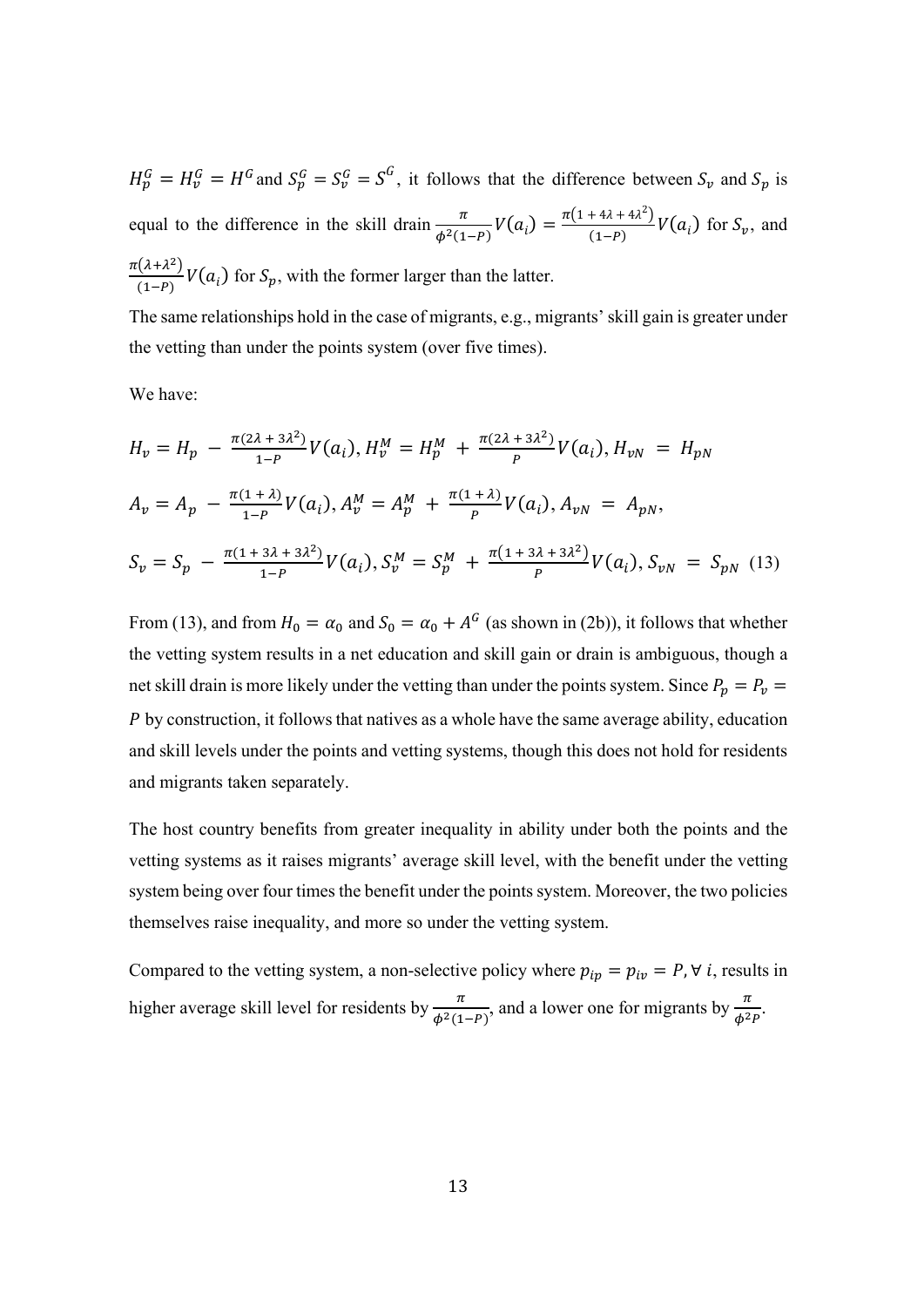$H_p^G = H_v^G = H^G$ and $S_p^G = S_v^G = S^G$, it follows that the difference between $S_v$ and $S_p$ is equal to the difference in the skill drain $\frac{\pi}{\phi^2(1-P)} V(a_i) = \frac{\pi(1 + 4\lambda + 4\lambda^2)}{(1-P)} V(a_i)$ for $S_v$, and $\frac{\pi(\lambda+\lambda^2)}{(1-P)} V(a_i)$ for $S_p$, with the former larger than the latter.

The same relationships hold in the case of migrants, e.g., migrants' skill gain is greater under the vetting than under the points system (over five times).

We have:

$$H_v = H_p - \frac{\pi(2\lambda + 3\lambda^2)}{1-P} V(a_i), H_v^M = H_p^M + \frac{\pi(2\lambda + 3\lambda^2)}{P} V(a_i), H_{vN} = H_{pN}$$

$$A_v = A_p - \frac{\pi(1 + \lambda)}{1-P} V(a_i), A_v^M = A_p^M + \frac{\pi(1 + \lambda)}{P} V(a_i), A_{vN} = A_{pN},$$

$$S_v = S_p - \frac{\pi(1 + 3\lambda + 3\lambda^2)}{1-P} V(a_i), S_v^M = S_p^M + \frac{\pi(1 + 3\lambda + 3\lambda^2)}{P} V(a_i), S_{vN} = S_{pN} \quad (13)$$

From (13), and from $H_0 = \alpha_0$ and $S_0 = \alpha_0 + A^G$ (as shown in (2b)), it follows that whether the vetting system results in a net education and skill gain or drain is ambiguous, though a net skill drain is more likely under the vetting than under the points system. Since $P_p = P_v = P$ by construction, it follows that natives as a whole have the same average ability, education and skill levels under the points and vetting systems, though this does not hold for residents and migrants taken separately.

The host country benefits from greater inequality in ability under both the points and the vetting systems as it raises migrants' average skill level, with the benefit under the vetting system being over four times the benefit under the points system. Moreover, the two policies themselves raise inequality, and more so under the vetting system.

Compared to the vetting system, a non-selective policy where $p_{ip} = p_{iv} = P, \forall\, i$, results in higher average skill level for residents by $\frac{\pi}{\phi^2(1-P)}$, and a lower one for migrants by $\frac{\pi}{\phi^2 P}$.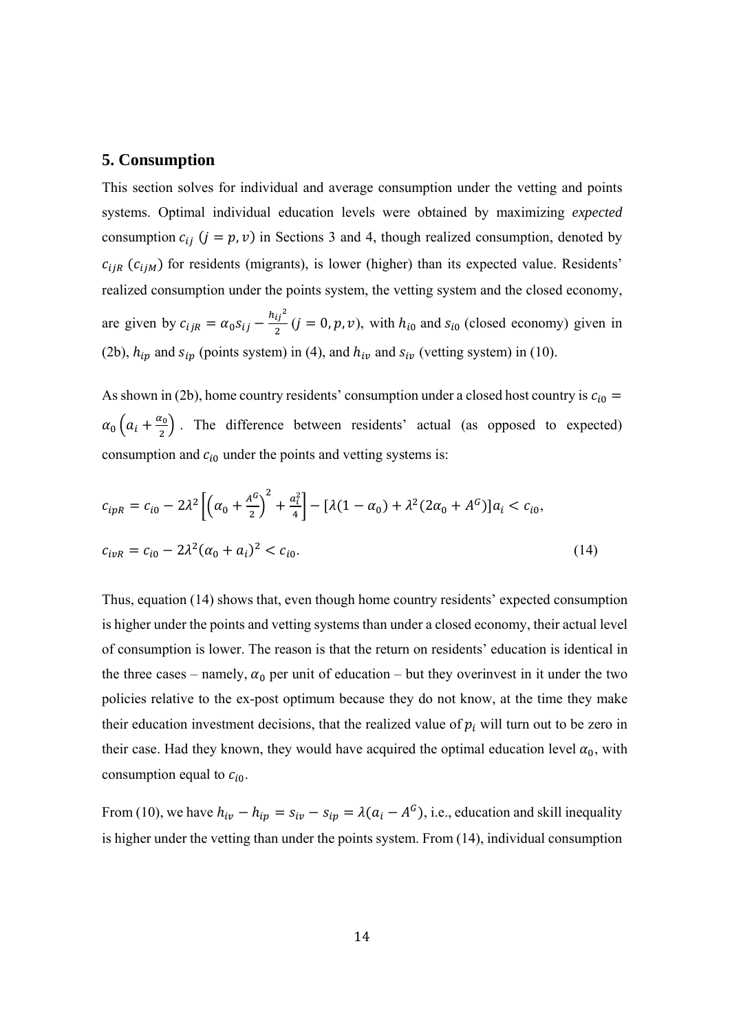## 5. Consumption

This section solves for individual and average consumption under the vetting and points systems. Optimal individual education levels were obtained by maximizing *expected* consumption $c_{ij}$ $(j = p, v)$ in Sections 3 and 4, though realized consumption, denoted by $c_{ijR}$ $(c_{ijM})$ for residents (migrants), is lower (higher) than its expected value. Residents' realized consumption under the points system, the vetting system and the closed economy, are given by $c_{ijR} = \alpha_0 s_{ij} - \frac{h_{ij}^{\ 2}}{2}$ $(j = 0, p, v)$, with $h_{i0}$ and $s_{i0}$ (closed economy) given in (2b), $h_{ip}$ and $s_{ip}$ (points system) in (4), and $h_{iv}$ and $s_{iv}$ (vetting system) in (10).

As shown in (2b), home country residents' consumption under a closed host country is $c_{i0} = \alpha_0 \left(a_i + \frac{\alpha_0}{2}\right)$. The difference between residents' actual (as opposed to expected) consumption and $c_{i0}$ under the points and vetting systems is:

$$c_{ipR} = c_{i0} - 2\lambda^2 \left[\left(\alpha_0 + \frac{A^G}{2}\right)^2 + \frac{a_i^2}{4}\right] - [\lambda(1-\alpha_0) + \lambda^2(2\alpha_0 + A^G)]a_i < c_{i0},$$

$$c_{ivR} = c_{i0} - 2\lambda^2(\alpha_0 + a_i)^2 < c_{i0}. \tag{14}$$

Thus, equation (14) shows that, even though home country residents' expected consumption is higher under the points and vetting systems than under a closed economy, their actual level of consumption is lower. The reason is that the return on residents' education is identical in the three cases – namely, $\alpha_0$ per unit of education – but they overinvest in it under the two policies relative to the ex-post optimum because they do not know, at the time they make their education investment decisions, that the realized value of $p_i$ will turn out to be zero in their case. Had they known, they would have acquired the optimal education level $\alpha_0$, with consumption equal to $c_{i0}$.

From (10), we have $h_{iv} - h_{ip} = s_{iv} - s_{ip} = \lambda(a_i - A^G)$, i.e., education and skill inequality is higher under the vetting than under the points system. From (14), individual consumption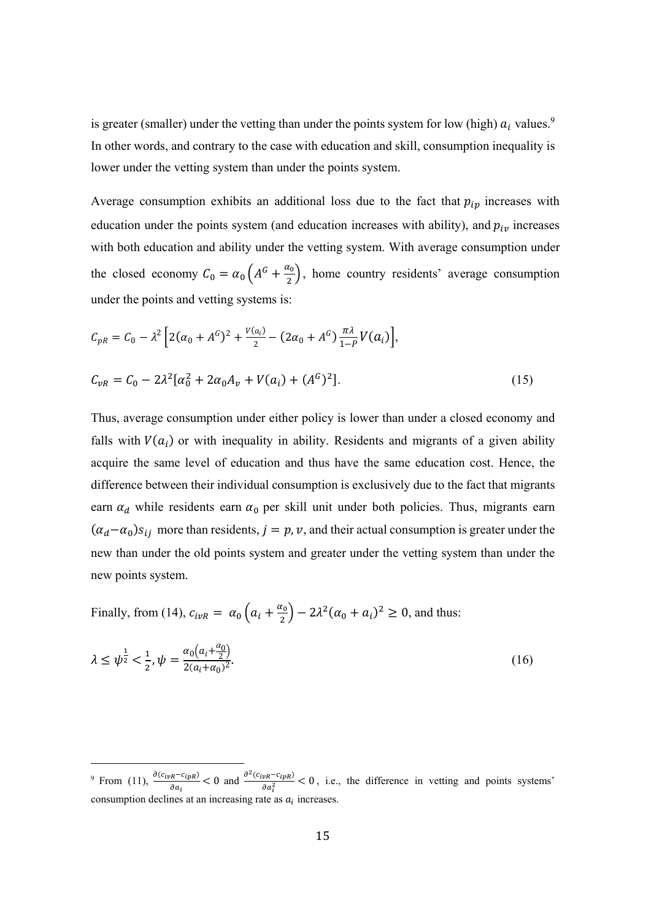is greater (smaller) under the vetting than under the points system for low (high) $a_i$ values.[9] In other words, and contrary to the case with education and skill, consumption inequality is lower under the vetting system than under the points system.

Average consumption exhibits an additional loss due to the fact that $p_{ip}$ increases with education under the points system (and education increases with ability), and $p_{iv}$ increases with both education and ability under the vetting system. With average consumption under the closed economy $C_0 = \alpha_0\left(A^G + \frac{\alpha_0}{2}\right)$, home country residents' average consumption under the points and vetting systems is:

$$C_{pR} = C_0 - \lambda^2\left[2(\alpha_0 + A^G)^2 + \frac{V(a_i)}{2} - (2\alpha_0 + A^G)\frac{\pi\lambda}{1-P}V(a_i)\right],$$

$$C_{vR} = C_0 - 2\lambda^2[\alpha_0^2 + 2\alpha_0 A_v + V(a_i) + (A^G)^2]. \tag{15}$$

Thus, average consumption under either policy is lower than under a closed economy and falls with $V(a_i)$ or with inequality in ability. Residents and migrants of a given ability acquire the same level of education and thus have the same education cost. Hence, the difference between their individual consumption is exclusively due to the fact that migrants earn $\alpha_d$ while residents earn $\alpha_0$ per skill unit under both policies. Thus, migrants earn $(\alpha_d - \alpha_0)s_{ij}$ more than residents, $j = p, v$, and their actual consumption is greater under the new than under the old points system and greater under the vetting system than under the new points system.

Finally, from (14), $c_{ivR} = \alpha_0\left(a_i + \frac{\alpha_0}{2}\right) - 2\lambda^2(\alpha_0 + a_i)^2 \geq 0$, and thus:

$$\lambda \leq \psi^{\frac{1}{2}} < \frac{1}{2}, \psi = \frac{\alpha_0\left(a_i + \frac{\alpha_0}{2}\right)}{2(a_i + \alpha_0)^2}. \tag{16}$$

---

[9] From (11), $\frac{\partial(c_{ivR} - c_{ipR})}{\partial a_i} < 0$ and $\frac{\partial^2(c_{ivR} - c_{ipR})}{\partial a_i^2} < 0$, i.e., the difference in vetting and points systems' consumption declines at an increasing rate as $a_i$ increases.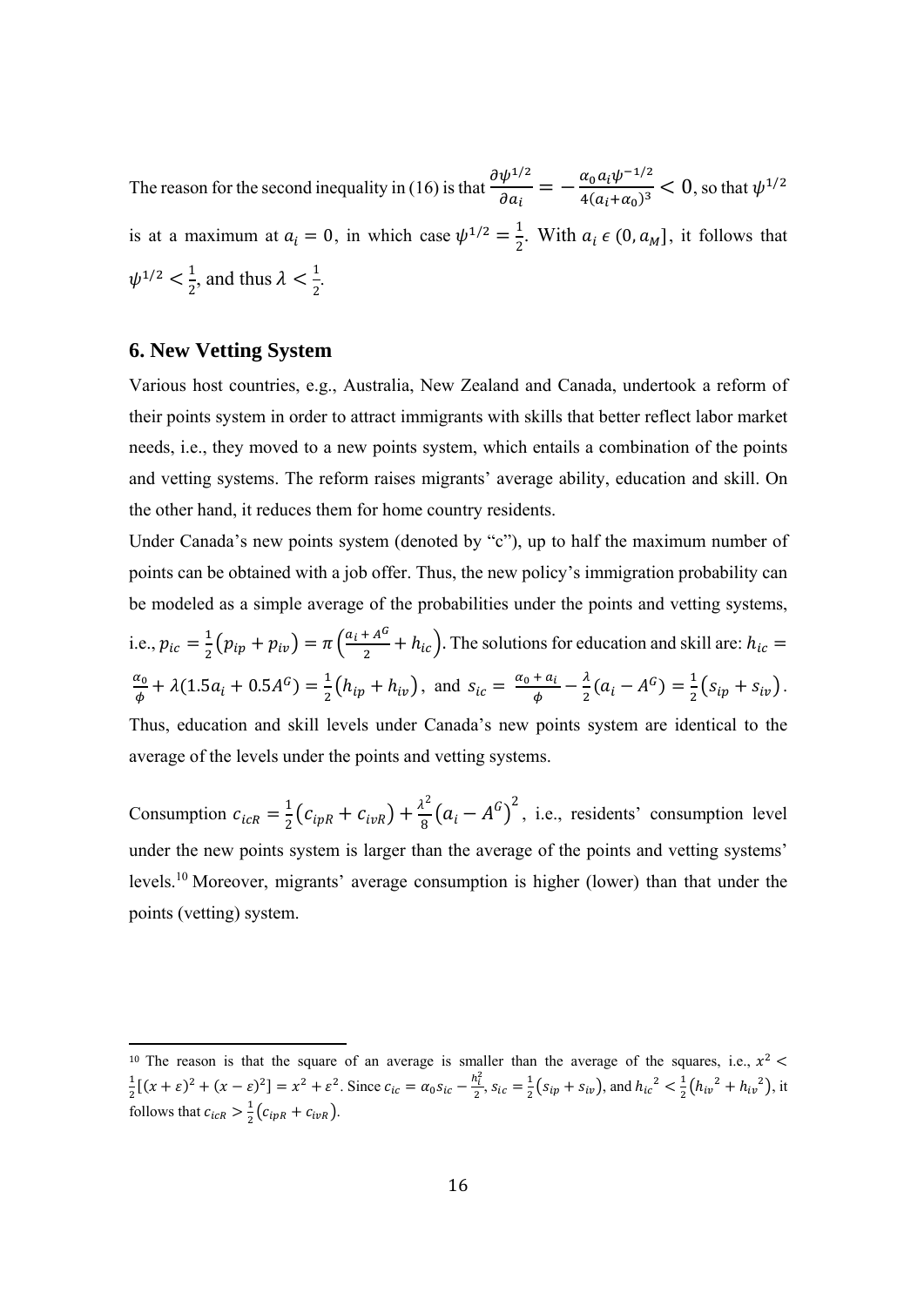The reason for the second inequality in (16) is that $\frac{\partial \psi^{1/2}}{\partial a_i} = -\frac{\alpha_0 a_i \psi^{-1/2}}{4(a_i+\alpha_0)^3} < 0$, so that $\psi^{1/2}$ is at a maximum at $a_i = 0$, in which case $\psi^{1/2} = \frac{1}{2}$. With $a_i \in (0, a_M]$, it follows that $\psi^{1/2} < \frac{1}{2}$, and thus $\lambda < \frac{1}{2}$.

## 6. New Vetting System

Various host countries, e.g., Australia, New Zealand and Canada, undertook a reform of their points system in order to attract immigrants with skills that better reflect labor market needs, i.e., they moved to a new points system, which entails a combination of the points and vetting systems. The reform raises migrants' average ability, education and skill. On the other hand, it reduces them for home country residents.

Under Canada's new points system (denoted by "c"), up to half the maximum number of points can be obtained with a job offer. Thus, the new policy's immigration probability can be modeled as a simple average of the probabilities under the points and vetting systems, i.e., $p_{ic} = \frac{1}{2}(p_{ip} + p_{iv}) = \pi\left(\frac{a_i + A^G}{2} + h_{ic}\right)$. The solutions for education and skill are: $h_{ic} = \frac{\alpha_0}{\phi} + \lambda(1.5a_i + 0.5A^G) = \frac{1}{2}(h_{ip} + h_{iv})$, and $s_{ic} = \frac{\alpha_0 + a_i}{\phi} - \frac{\lambda}{2}(a_i - A^G) = \frac{1}{2}(s_{ip} + s_{iv})$. Thus, education and skill levels under Canada's new points system are identical to the average of the levels under the points and vetting systems.

Consumption $c_{icR} = \frac{1}{2}(c_{ipR} + c_{ivR}) + \frac{\lambda^2}{8}(a_i - A^G)^2$, i.e., residents' consumption level under the new points system is larger than the average of the points and vetting systems' levels.[10] Moreover, migrants' average consumption is higher (lower) than that under the points (vetting) system.

[10] The reason is that the square of an average is smaller than the average of the squares, i.e., $x^2 < \frac{1}{2}[(x+\varepsilon)^2 + (x-\varepsilon)^2] = x^2 + \varepsilon^2$. Since $c_{ic} = \alpha_0 s_{ic} - \frac{h_i^2}{2}$, $s_{ic} = \frac{1}{2}(s_{ip} + s_{iv})$, and $h_{ic}{}^2 < \frac{1}{2}(h_{iv}{}^2 + h_{iv}{}^2)$, it follows that $c_{icR} > \frac{1}{2}(c_{ipR} + c_{ivR})$.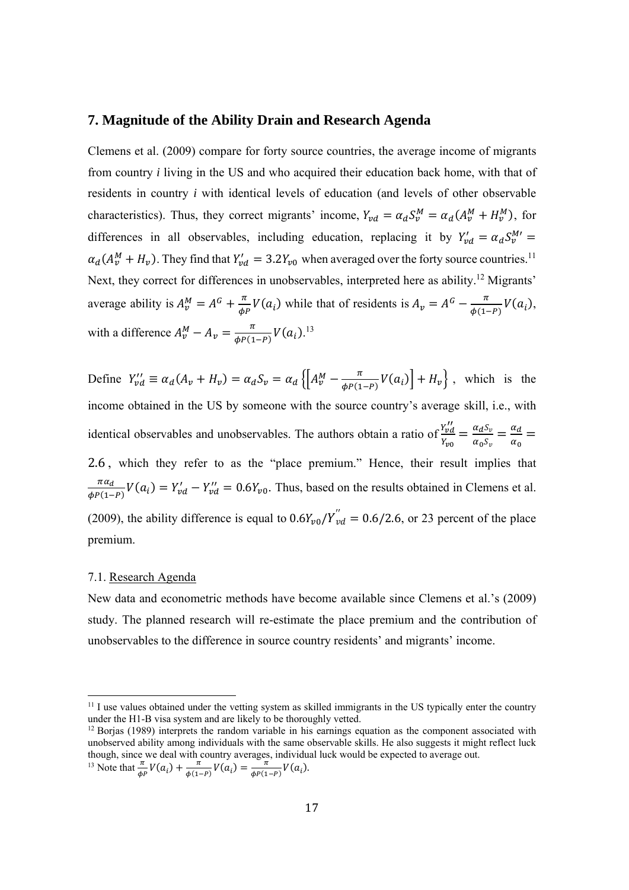## 7. Magnitude of the Ability Drain and Research Agenda

Clemens et al. (2009) compare for forty source countries, the average income of migrants from country *i* living in the US and who acquired their education back home, with that of residents in country *i* with identical levels of education (and levels of other observable characteristics). Thus, they correct migrants' income, $Y_{vd} = \alpha_d S_v^M = \alpha_d (A_v^M + H_v^M)$, for differences in all observables, including education, replacing it by $Y'_{vd} = \alpha_d S_v^{M\prime} = \alpha_d (A_v^M + H_v)$. They find that $Y'_{vd} = 3.2 Y_{v0}$ when averaged over the forty source countries.[11] Next, they correct for differences in unobservables, interpreted here as ability.[12] Migrants' average ability is $A_v^M = A^G + \frac{\pi}{\phi P} V(a_i)$ while that of residents is $A_v = A^G - \frac{\pi}{\phi(1-P)} V(a_i)$, with a difference $A_v^M - A_v = \frac{\pi}{\phi P(1-P)} V(a_i)$.[13]

Define $Y''_{vd} \equiv \alpha_d (A_v + H_v) = \alpha_d S_v = \alpha_d \left\{ \left[ A_v^M - \frac{\pi}{\phi P(1-P)} V(a_i) \right] + H_v \right\}$, which is the income obtained in the US by someone with the source country's average skill, i.e., with identical observables and unobservables. The authors obtain a ratio of $\frac{Y''_{vd}}{Y_{v0}} = \frac{\alpha_d S_v}{\alpha_0 S_v} = \frac{\alpha_d}{\alpha_0} = 2.6$, which they refer to as the "place premium." Hence, their result implies that $\frac{\pi \alpha_d}{\phi P(1-P)} V(a_i) = Y'_{vd} - Y''_{vd} = 0.6 Y_{v0}$. Thus, based on the results obtained in Clemens et al. (2009), the ability difference is equal to $0.6 Y_{v0} / Y''_{vd} = 0.6/2.6$, or 23 percent of the place premium.

### 7.1. Research Agenda

New data and econometric methods have become available since Clemens et al.'s (2009) study. The planned research will re-estimate the place premium and the contribution of unobservables to the difference in source country residents' and migrants' income.

---

[11] I use values obtained under the vetting system as skilled immigrants in the US typically enter the country under the H1-B visa system and are likely to be thoroughly vetted.

[12] Borjas (1989) interprets the random variable in his earnings equation as the component associated with unobserved ability among individuals with the same observable skills. He also suggests it might reflect luck though, since we deal with country averages, individual luck would be expected to average out.

[13] Note that $\frac{\pi}{\phi P} V(a_i) + \frac{\pi}{\phi(1-P)} V(a_i) = \frac{\pi}{\phi P(1-P)} V(a_i)$.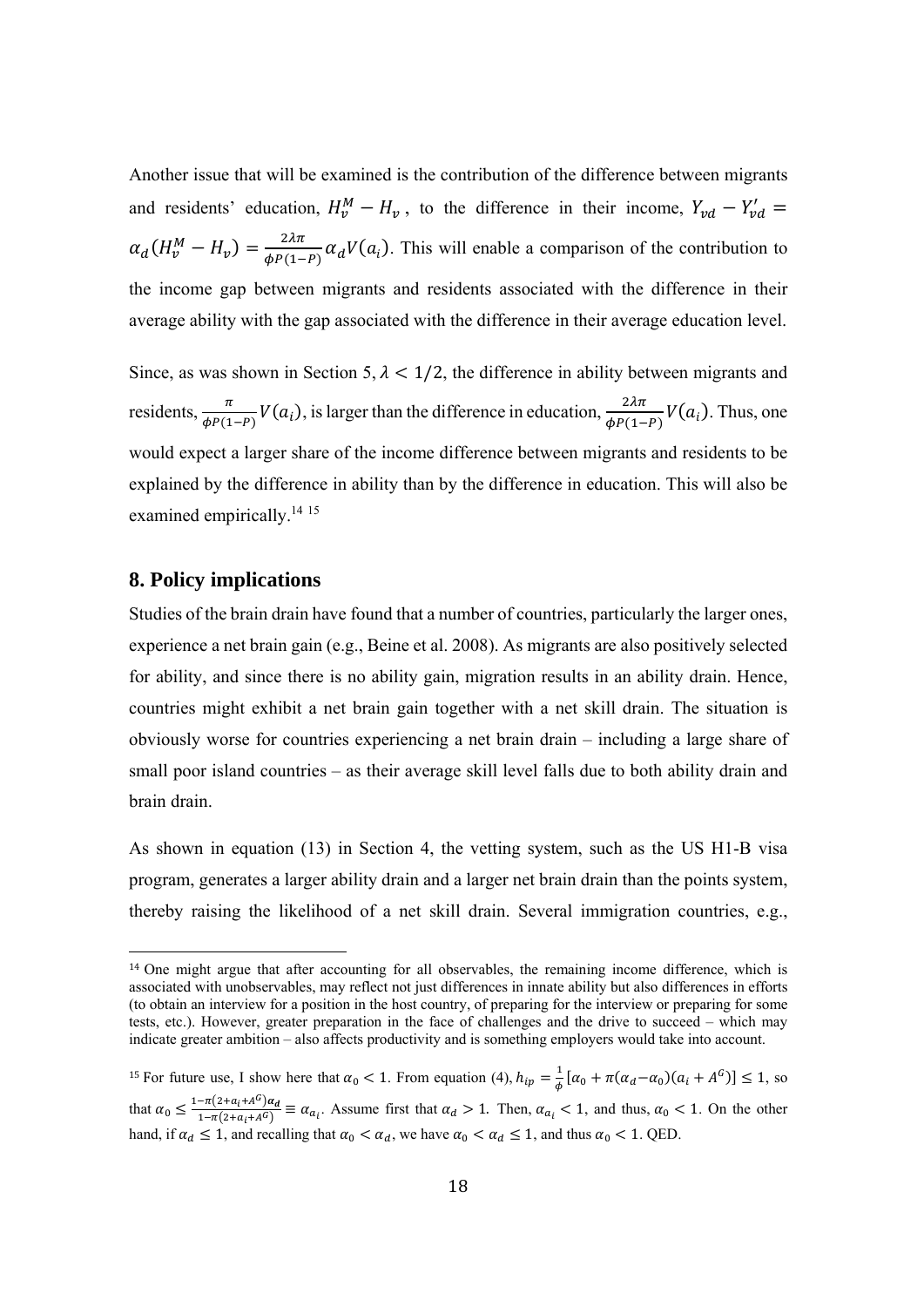Another issue that will be examined is the contribution of the difference between migrants and residents' education, $H_v^M - H_v$, to the difference in their income, $Y_{vd} - Y'_{vd} = \alpha_d(H_v^M - H_v) = \frac{2\lambda\pi}{\phi P(1-P)}\alpha_d V(a_i)$. This will enable a comparison of the contribution to the income gap between migrants and residents associated with the difference in their average ability with the gap associated with the difference in their average education level.

Since, as was shown in Section 5, $\lambda < 1/2$, the difference in ability between migrants and residents, $\frac{\pi}{\phi P(1-P)}V(a_i)$, is larger than the difference in education, $\frac{2\lambda\pi}{\phi P(1-P)}V(a_i)$. Thus, one would expect a larger share of the income difference between migrants and residents to be explained by the difference in ability than by the difference in education. This will also be examined empirically.[14] [15]

## 8. Policy implications

Studies of the brain drain have found that a number of countries, particularly the larger ones, experience a net brain gain (e.g., Beine et al. 2008). As migrants are also positively selected for ability, and since there is no ability gain, migration results in an ability drain. Hence, countries might exhibit a net brain gain together with a net skill drain. The situation is obviously worse for countries experiencing a net brain drain – including a large share of small poor island countries – as their average skill level falls due to both ability drain and brain drain.

As shown in equation (13) in Section 4, the vetting system, such as the US H1-B visa program, generates a larger ability drain and a larger net brain drain than the points system, thereby raising the likelihood of a net skill drain. Several immigration countries, e.g.,

---

[14] One might argue that after accounting for all observables, the remaining income difference, which is associated with unobservables, may reflect not just differences in innate ability but also differences in efforts (to obtain an interview for a position in the host country, of preparing for the interview or preparing for some tests, etc.). However, greater preparation in the face of challenges and the drive to succeed – which may indicate greater ambition – also affects productivity and is something employers would take into account.

[15] For future use, I show here that $\alpha_0 < 1$. From equation (4), $h_{ip} = \frac{1}{\phi}[\alpha_0 + \pi(\alpha_d - \alpha_0)(a_i + A^G)] \leq 1$, so that $\alpha_0 \leq \frac{1-\pi(2+a_i+A^G)\boldsymbol{\alpha_d}}{1-\pi(2+a_i+A^G)} \equiv \alpha_{a_i}$. Assume first that $\alpha_d > 1$. Then, $\alpha_{a_i} < 1$, and thus, $\alpha_0 < 1$. On the other hand, if $\alpha_d \leq 1$, and recalling that $\alpha_0 < \alpha_d$, we have $\alpha_0 < \alpha_d \leq 1$, and thus $\alpha_0 < 1$. QED.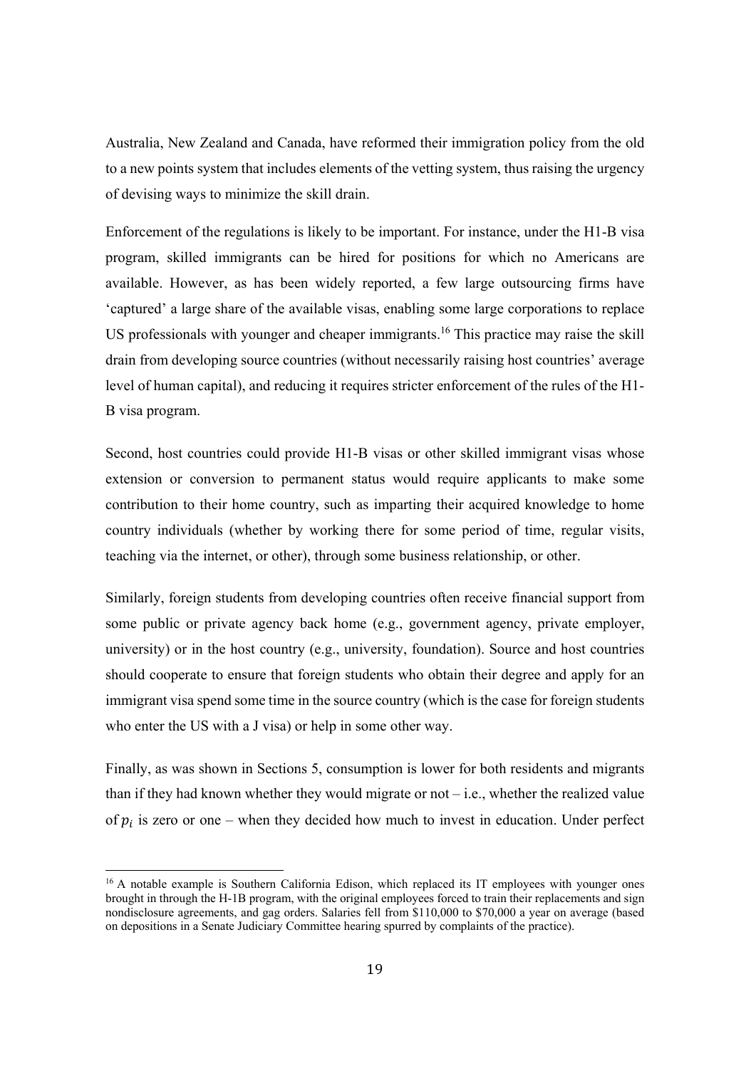Australia, New Zealand and Canada, have reformed their immigration policy from the old to a new points system that includes elements of the vetting system, thus raising the urgency of devising ways to minimize the skill drain.

Enforcement of the regulations is likely to be important. For instance, under the H1-B visa program, skilled immigrants can be hired for positions for which no Americans are available. However, as has been widely reported, a few large outsourcing firms have 'captured' a large share of the available visas, enabling some large corporations to replace US professionals with younger and cheaper immigrants.[16] This practice may raise the skill drain from developing source countries (without necessarily raising host countries' average level of human capital), and reducing it requires stricter enforcement of the rules of the H1-B visa program.

Second, host countries could provide H1-B visas or other skilled immigrant visas whose extension or conversion to permanent status would require applicants to make some contribution to their home country, such as imparting their acquired knowledge to home country individuals (whether by working there for some period of time, regular visits, teaching via the internet, or other), through some business relationship, or other.

Similarly, foreign students from developing countries often receive financial support from some public or private agency back home (e.g., government agency, private employer, university) or in the host country (e.g., university, foundation). Source and host countries should cooperate to ensure that foreign students who obtain their degree and apply for an immigrant visa spend some time in the source country (which is the case for foreign students who enter the US with a J visa) or help in some other way.

Finally, as was shown in Sections 5, consumption is lower for both residents and migrants than if they had known whether they would migrate or not – i.e., whether the realized value of $p_i$ is zero or one – when they decided how much to invest in education. Under perfect

---

[16] A notable example is Southern California Edison, which replaced its IT employees with younger ones brought in through the H-1B program, with the original employees forced to train their replacements and sign nondisclosure agreements, and gag orders. Salaries fell from $110,000 to $70,000 a year on average (based on depositions in a Senate Judiciary Committee hearing spurred by complaints of the practice).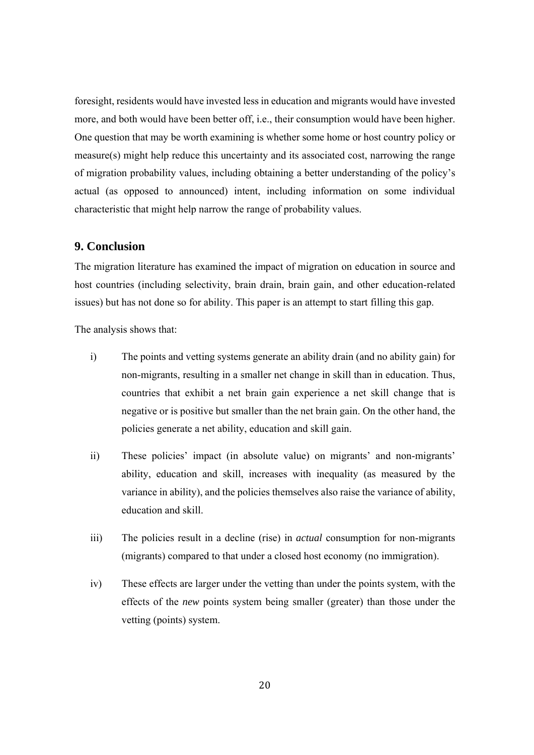foresight, residents would have invested less in education and migrants would have invested more, and both would have been better off, i.e., their consumption would have been higher. One question that may be worth examining is whether some home or host country policy or measure(s) might help reduce this uncertainty and its associated cost, narrowing the range of migration probability values, including obtaining a better understanding of the policy's actual (as opposed to announced) intent, including information on some individual characteristic that might help narrow the range of probability values.

## 9. Conclusion

The migration literature has examined the impact of migration on education in source and host countries (including selectivity, brain drain, brain gain, and other education-related issues) but has not done so for ability. This paper is an attempt to start filling this gap.

The analysis shows that:

i) The points and vetting systems generate an ability drain (and no ability gain) for non-migrants, resulting in a smaller net change in skill than in education. Thus, countries that exhibit a net brain gain experience a net skill change that is negative or is positive but smaller than the net brain gain. On the other hand, the policies generate a net ability, education and skill gain.

ii) These policies' impact (in absolute value) on migrants' and non-migrants' ability, education and skill, increases with inequality (as measured by the variance in ability), and the policies themselves also raise the variance of ability, education and skill.

iii) The policies result in a decline (rise) in *actual* consumption for non-migrants (migrants) compared to that under a closed host economy (no immigration).

iv) These effects are larger under the vetting than under the points system, with the effects of the *new* points system being smaller (greater) than those under the vetting (points) system.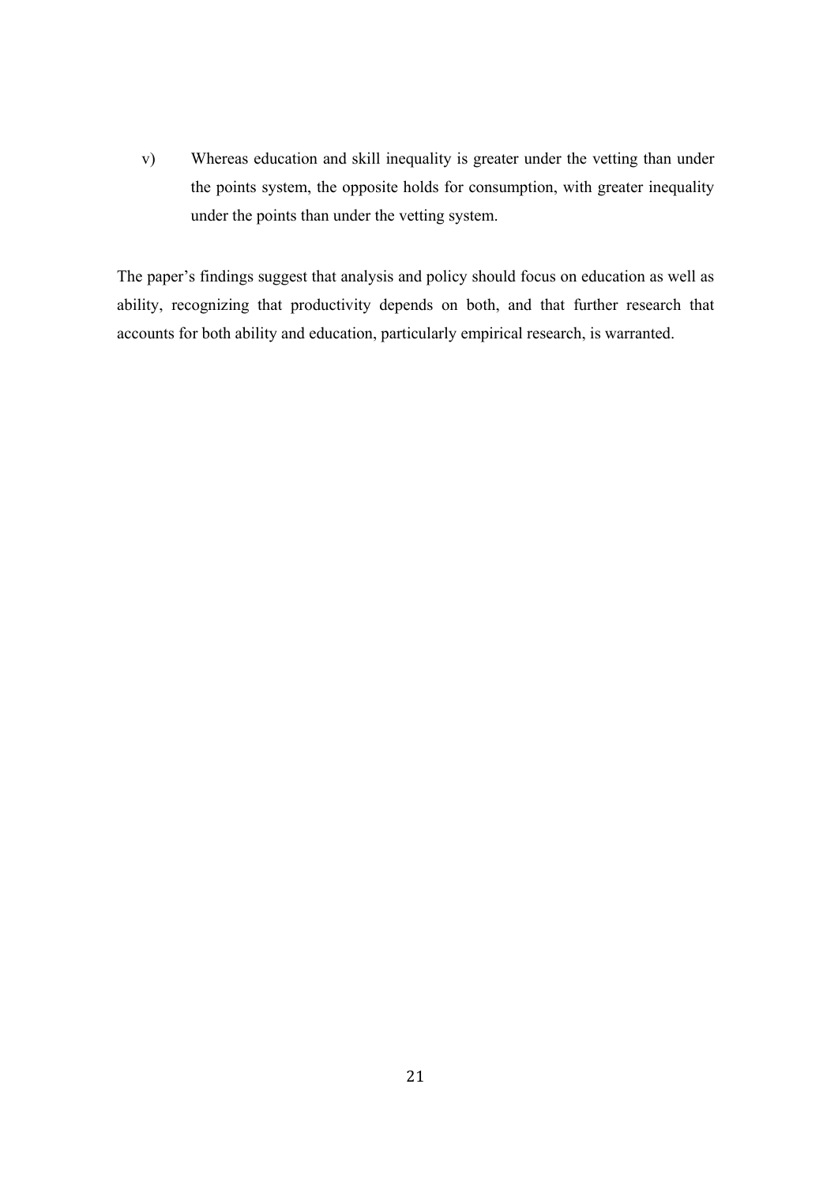v) Whereas education and skill inequality is greater under the vetting than under the points system, the opposite holds for consumption, with greater inequality under the points than under the vetting system.

The paper's findings suggest that analysis and policy should focus on education as well as ability, recognizing that productivity depends on both, and that further research that accounts for both ability and education, particularly empirical research, is warranted.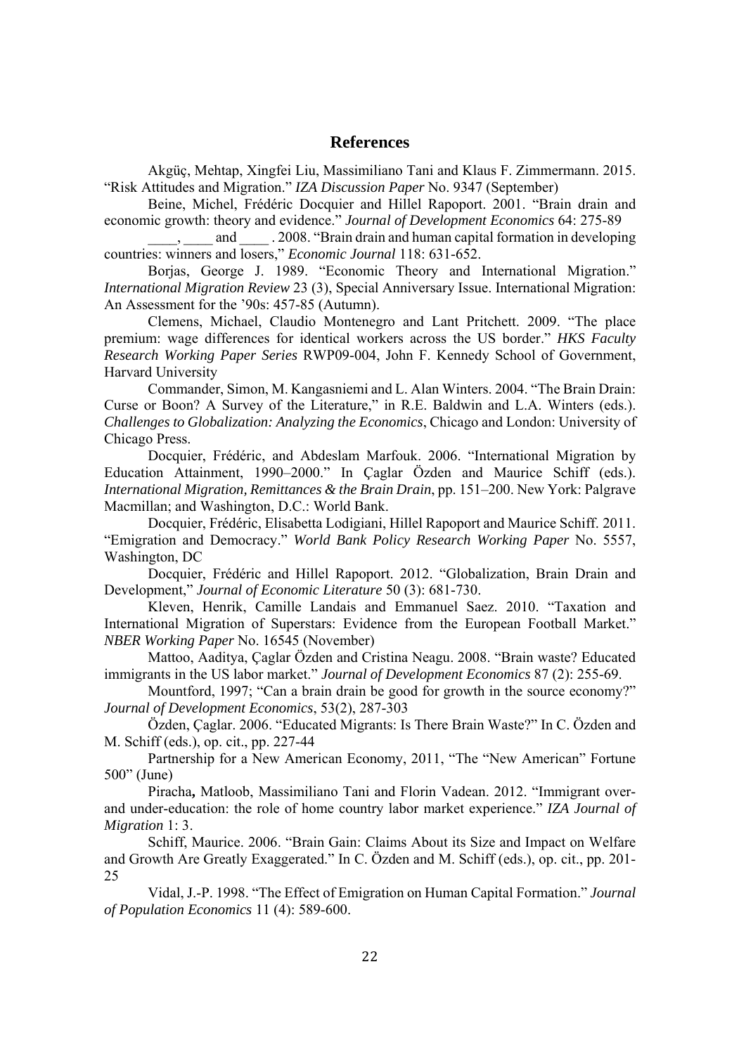## References

Akgüç, Mehtap, Xingfei Liu, Massimiliano Tani and Klaus F. Zimmermann. 2015. "Risk Attitudes and Migration." *IZA Discussion Paper* No. 9347 (September)

Beine, Michel, Frédéric Docquier and Hillel Rapoport. 2001. "Brain drain and economic growth: theory and evidence." *Journal of Development Economics* 64: 275-89

____, ____ and ____ . 2008. "Brain drain and human capital formation in developing countries: winners and losers," *Economic Journal* 118: 631-652.

Borjas, George J. 1989. "Economic Theory and International Migration." *International Migration Review* 23 (3), Special Anniversary Issue. International Migration: An Assessment for the '90s: 457-85 (Autumn).

Clemens, Michael, Claudio Montenegro and Lant Pritchett. 2009. "The place premium: wage differences for identical workers across the US border." *HKS Faculty Research Working Paper Series* RWP09-004, John F. Kennedy School of Government, Harvard University

Commander, Simon, M. Kangasniemi and L. Alan Winters. 2004. "The Brain Drain: Curse or Boon? A Survey of the Literature," in R.E. Baldwin and L.A. Winters (eds.). *Challenges to Globalization: Analyzing the Economics*, Chicago and London: University of Chicago Press.

Docquier, Frédéric, and Abdeslam Marfouk. 2006. "International Migration by Education Attainment, 1990–2000." In Çaglar Özden and Maurice Schiff (eds.). *International Migration, Remittances & the Brain Drain*, pp. 151–200. New York: Palgrave Macmillan; and Washington, D.C.: World Bank.

Docquier, Frédéric, Elisabetta Lodigiani, Hillel Rapoport and Maurice Schiff. 2011. "Emigration and Democracy." *World Bank Policy Research Working Paper* No. 5557, Washington, DC

Docquier, Frédéric and Hillel Rapoport. 2012. "Globalization, Brain Drain and Development," *Journal of Economic Literature* 50 (3): 681-730.

Kleven, Henrik, Camille Landais and Emmanuel Saez. 2010. "Taxation and International Migration of Superstars: Evidence from the European Football Market." *NBER Working Paper* No. 16545 (November)

Mattoo, Aaditya, Çaglar Özden and Cristina Neagu. 2008. "Brain waste? Educated immigrants in the US labor market." *Journal of Development Economics* 87 (2): 255-69.

Mountford, 1997; "Can a brain drain be good for growth in the source economy?" *Journal of Development Economics*, 53(2), 287-303

Özden, Çaglar. 2006. "Educated Migrants: Is There Brain Waste?" In C. Özden and M. Schiff (eds.), op. cit., pp. 227-44

Partnership for a New American Economy, 2011, "The "New American" Fortune 500" (June)

Piracha**,** Matloob, Massimiliano Tani and Florin Vadean. 2012. "Immigrant over- and under-education: the role of home country labor market experience." *IZA Journal of Migration* 1: 3.

Schiff, Maurice. 2006. "Brain Gain: Claims About its Size and Impact on Welfare and Growth Are Greatly Exaggerated." In C. Özden and M. Schiff (eds.), op. cit., pp. 201-25

Vidal, J.-P. 1998. "The Effect of Emigration on Human Capital Formation." *Journal of Population Economics* 11 (4): 589-600.